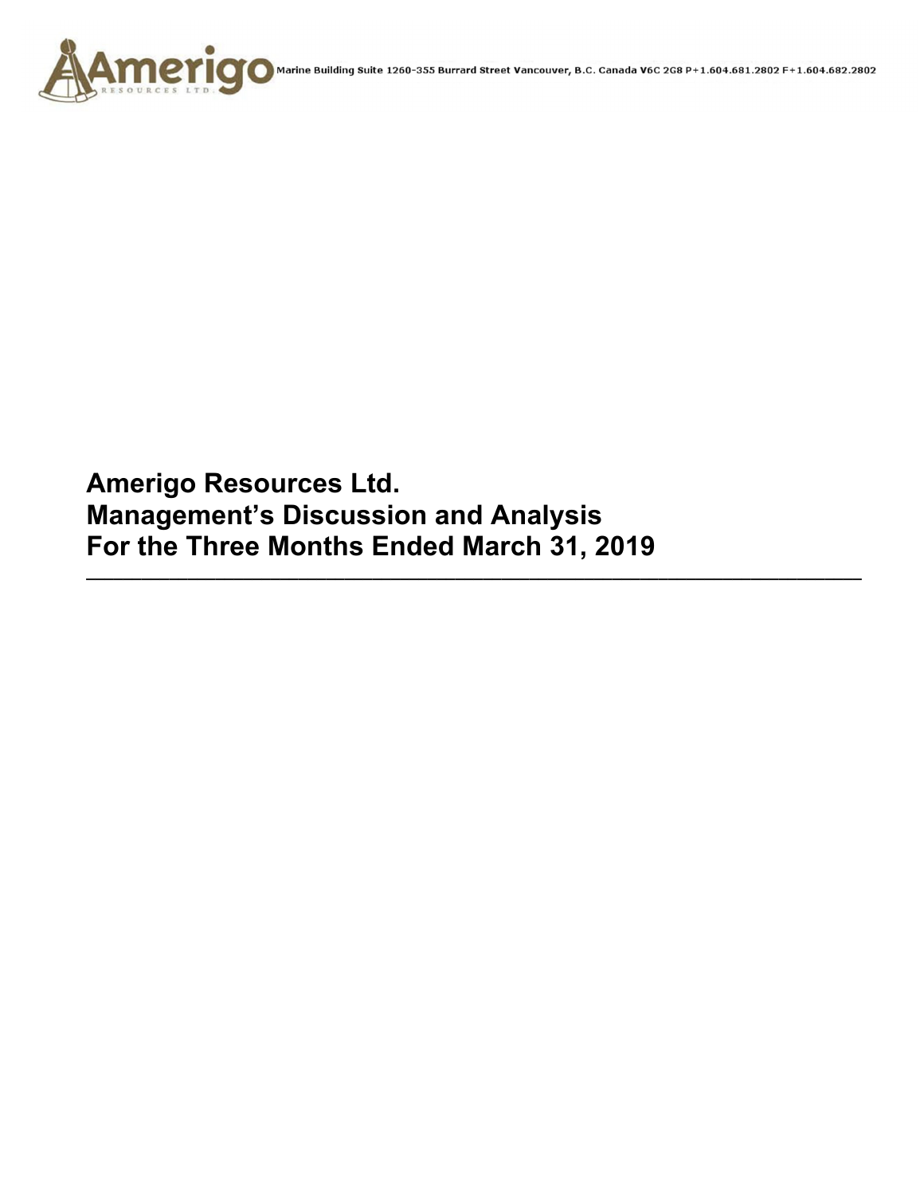Marine Building Suite 1260-355 Burrard Street Vancouver, B.C. Canada V6C 2G8 P+1.604.681.2802 F+1.604.682.2802

# Amerigo Resources Ltd.
# Management's Discussion and Analysis
# For the Three Months Ended March 31, 2019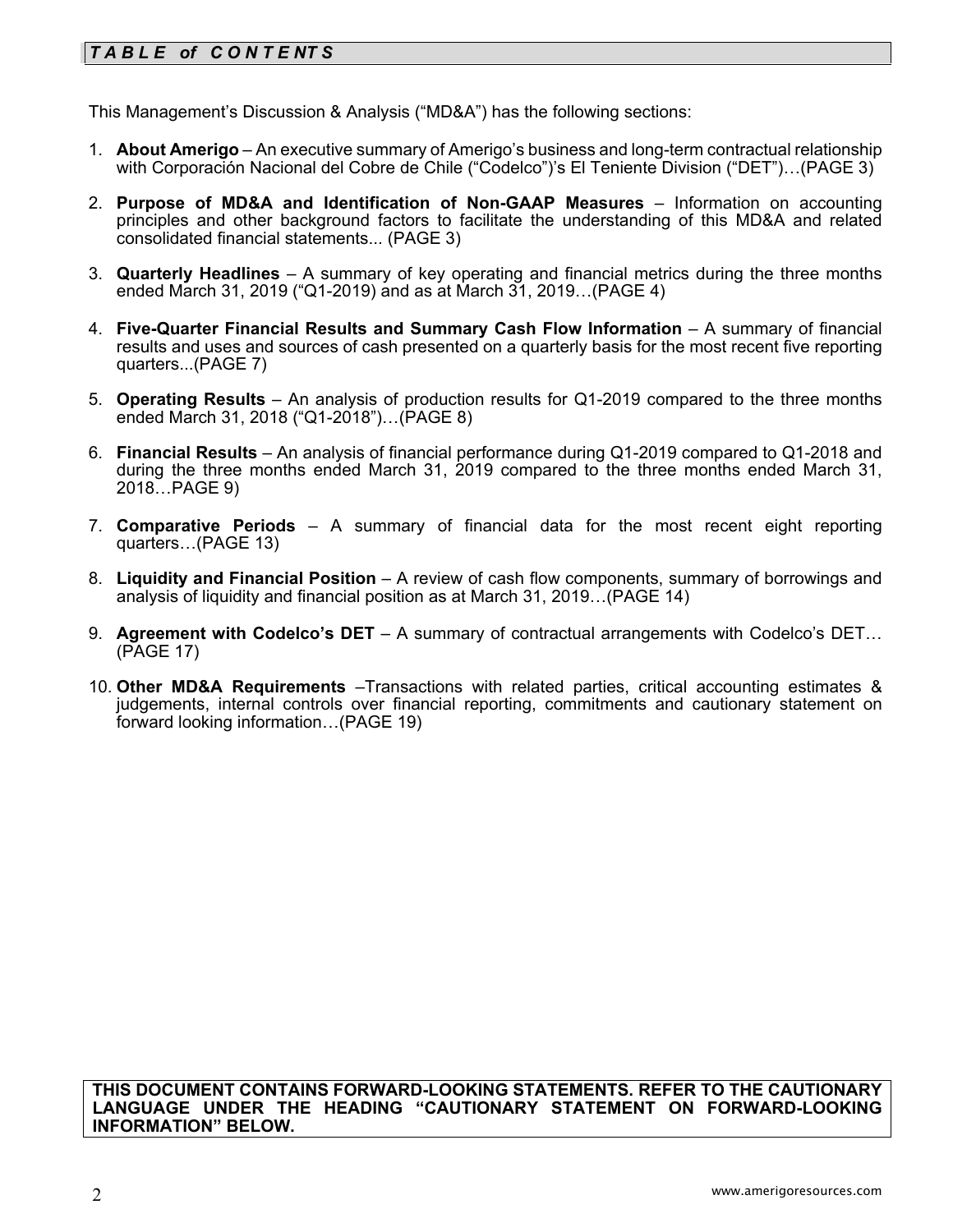## *TABLE of CONTENTS*

This Management's Discussion & Analysis ("MD&A") has the following sections:

1. **About Amerigo** – An executive summary of Amerigo's business and long-term contractual relationship with Corporación Nacional del Cobre de Chile ("Codelco")'s El Teniente Division ("DET")…(PAGE 3)

2. **Purpose of MD&A and Identification of Non-GAAP Measures** – Information on accounting principles and other background factors to facilitate the understanding of this MD&A and related consolidated financial statements... (PAGE 3)

3. **Quarterly Headlines** – A summary of key operating and financial metrics during the three months ended March 31, 2019 ("Q1-2019) and as at March 31, 2019…(PAGE 4)

4. **Five-Quarter Financial Results and Summary Cash Flow Information** – A summary of financial results and uses and sources of cash presented on a quarterly basis for the most recent five reporting quarters...(PAGE 7)

5. **Operating Results** – An analysis of production results for Q1-2019 compared to the three months ended March 31, 2018 ("Q1-2018")…(PAGE 8)

6. **Financial Results** – An analysis of financial performance during Q1-2019 compared to Q1-2018 and during the three months ended March 31, 2019 compared to the three months ended March 31, 2018…PAGE 9)

7. **Comparative Periods** – A summary of financial data for the most recent eight reporting quarters…(PAGE 13)

8. **Liquidity and Financial Position** – A review of cash flow components, summary of borrowings and analysis of liquidity and financial position as at March 31, 2019…(PAGE 14)

9. **Agreement with Codelco's DET** – A summary of contractual arrangements with Codelco's DET…(PAGE 17)

10. **Other MD&A Requirements** –Transactions with related parties, critical accounting estimates & judgements, internal controls over financial reporting, commitments and cautionary statement on forward looking information…(PAGE 19)

**THIS DOCUMENT CONTAINS FORWARD-LOOKING STATEMENTS. REFER TO THE CAUTIONARY LANGUAGE UNDER THE HEADING "CAUTIONARY STATEMENT ON FORWARD-LOOKING INFORMATION" BELOW.**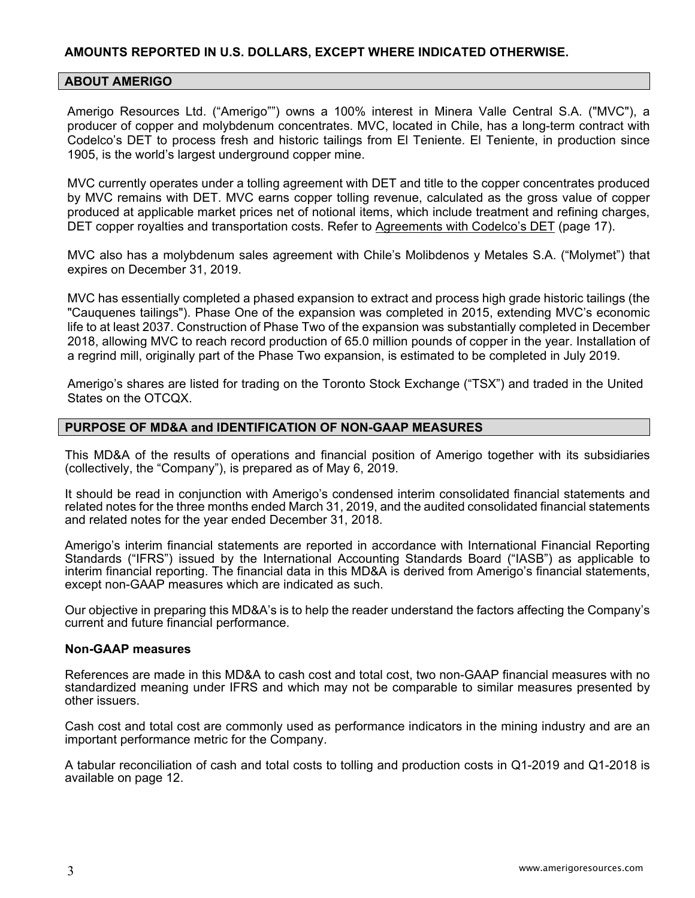**AMOUNTS REPORTED IN U.S. DOLLARS, EXCEPT WHERE INDICATED OTHERWISE.**

## ABOUT AMERIGO

Amerigo Resources Ltd. ("Amerigo"") owns a 100% interest in Minera Valle Central S.A. ("MVC"), a producer of copper and molybdenum concentrates. MVC, located in Chile, has a long-term contract with Codelco's DET to process fresh and historic tailings from El Teniente. El Teniente, in production since 1905, is the world's largest underground copper mine.

MVC currently operates under a tolling agreement with DET and title to the copper concentrates produced by MVC remains with DET. MVC earns copper tolling revenue, calculated as the gross value of copper produced at applicable market prices net of notional items, which include treatment and refining charges, DET copper royalties and transportation costs. Refer to Agreements with Codelco's DET (page 17).

MVC also has a molybdenum sales agreement with Chile's Molibdenos y Metales S.A. ("Molymet") that expires on December 31, 2019.

MVC has essentially completed a phased expansion to extract and process high grade historic tailings (the "Cauquenes tailings"). Phase One of the expansion was completed in 2015, extending MVC's economic life to at least 2037. Construction of Phase Two of the expansion was substantially completed in December 2018, allowing MVC to reach record production of 65.0 million pounds of copper in the year. Installation of a regrind mill, originally part of the Phase Two expansion, is estimated to be completed in July 2019.

Amerigo's shares are listed for trading on the Toronto Stock Exchange ("TSX") and traded in the United States on the OTCQX.

## PURPOSE OF MD&A and IDENTIFICATION OF NON-GAAP MEASURES

This MD&A of the results of operations and financial position of Amerigo together with its subsidiaries (collectively, the "Company"), is prepared as of May 6, 2019.

It should be read in conjunction with Amerigo's condensed interim consolidated financial statements and related notes for the three months ended March 31, 2019, and the audited consolidated financial statements and related notes for the year ended December 31, 2018.

Amerigo's interim financial statements are reported in accordance with International Financial Reporting Standards ("IFRS") issued by the International Accounting Standards Board ("IASB") as applicable to interim financial reporting. The financial data in this MD&A is derived from Amerigo's financial statements, except non-GAAP measures which are indicated as such.

Our objective in preparing this MD&A's is to help the reader understand the factors affecting the Company's current and future financial performance.

### Non-GAAP measures

References are made in this MD&A to cash cost and total cost, two non-GAAP financial measures with no standardized meaning under IFRS and which may not be comparable to similar measures presented by other issuers.

Cash cost and total cost are commonly used as performance indicators in the mining industry and are an important performance metric for the Company.

A tabular reconciliation of cash and total costs to tolling and production costs in Q1-2019 and Q1-2018 is available on page 12.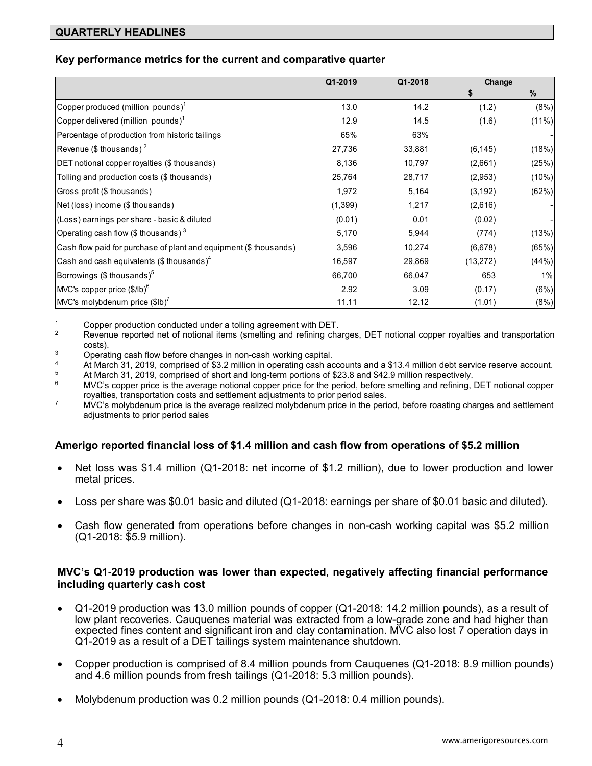## QUARTERLY HEADLINES

### Key performance metrics for the current and comparative quarter

| | Q1-2019 | Q1-2018 | Change $ | Change % |
|---|---|---|---|---|
| Copper produced (million pounds)[1] | 13.0 | 14.2 | (1.2) | (8%) |
| Copper delivered (million pounds)[1] | 12.9 | 14.5 | (1.6) | (11%) |
| Percentage of production from historic tailings | 65% | 63% | | - |
| Revenue ($ thousands)[2] | 27,736 | 33,881 | (6,145) | (18%) |
| DET notional copper royalties ($ thousands) | 8,136 | 10,797 | (2,661) | (25%) |
| Tolling and production costs ($ thousands) | 25,764 | 28,717 | (2,953) | (10%) |
| Gross profit ($ thousands) | 1,972 | 5,164 | (3,192) | (62%) |
| Net (loss) income ($ thousands) | (1,399) | 1,217 | (2,616) | - |
| (Loss) earnings per share - basic & diluted | (0.01) | 0.01 | (0.02) | - |
| Operating cash flow ($ thousands)[3] | 5,170 | 5,944 | (774) | (13%) |
| Cash flow paid for purchase of plant and equipment ($ thousands) | 3,596 | 10,274 | (6,678) | (65%) |
| Cash and cash equivalents ($ thousands)[4] | 16,597 | 29,869 | (13,272) | (44%) |
| Borrowings ($ thousands)[5] | 66,700 | 66,047 | 653 | 1% |
| MVC's copper price ($/lb)[6] | 2.92 | 3.09 | (0.17) | (6%) |
| MVC's molybdenum price ($lb)[7] | 11.11 | 12.12 | (1.01) | (8%) |

[1] Copper production conducted under a tolling agreement with DET.

[2] Revenue reported net of notional items (smelting and refining charges, DET notional copper royalties and transportation costs).

[3] Operating cash flow before changes in non-cash working capital.

[4] At March 31, 2019, comprised of $3.2 million in operating cash accounts and a $13.4 million debt service reserve account.

[5] At March 31, 2019, comprised of short and long-term portions of $23.8 and $42.9 million respectively.

[6] MVC's copper price is the average notional copper price for the period, before smelting and refining, DET notional copper royalties, transportation costs and settlement adjustments to prior period sales.

[7] MVC's molybdenum price is the average realized molybdenum price in the period, before roasting charges and settlement adjustments to prior period sales

### Amerigo reported financial loss of $1.4 million and cash flow from operations of $5.2 million

- Net loss was $1.4 million (Q1-2018: net income of $1.2 million), due to lower production and lower metal prices.
- Loss per share was $0.01 basic and diluted (Q1-2018: earnings per share of $0.01 basic and diluted).
- Cash flow generated from operations before changes in non-cash working capital was $5.2 million (Q1-2018: $5.9 million).

### MVC's Q1-2019 production was lower than expected, negatively affecting financial performance including quarterly cash cost

- Q1-2019 production was 13.0 million pounds of copper (Q1-2018: 14.2 million pounds), as a result of low plant recoveries. Cauquenes material was extracted from a low-grade zone and had higher than expected fines content and significant iron and clay contamination. MVC also lost 7 operation days in Q1-2019 as a result of a DET tailings system maintenance shutdown.
- Copper production is comprised of 8.4 million pounds from Cauquenes (Q1-2018: 8.9 million pounds) and 4.6 million pounds from fresh tailings (Q1-2018: 5.3 million pounds).
- Molybdenum production was 0.2 million pounds (Q1-2018: 0.4 million pounds).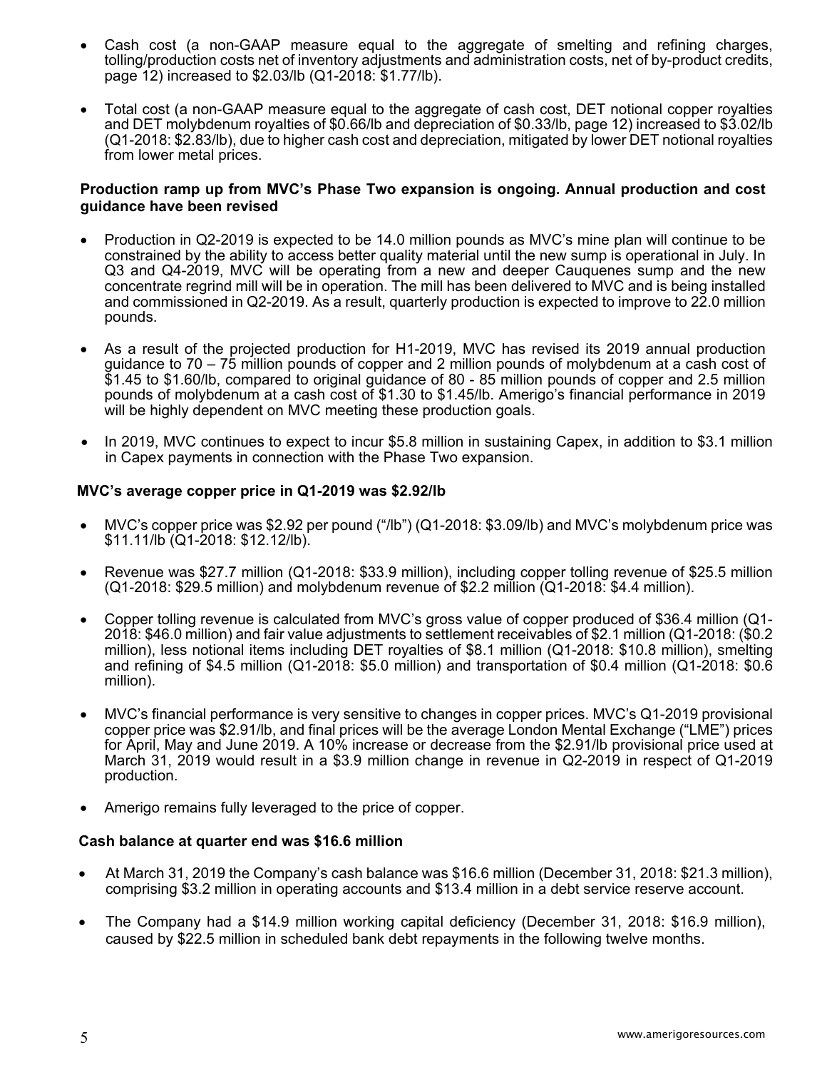- Cash cost (a non-GAAP measure equal to the aggregate of smelting and refining charges, tolling/production costs net of inventory adjustments and administration costs, net of by-product credits, page 12) increased to $2.03/lb (Q1-2018: $1.77/lb).

- Total cost (a non-GAAP measure equal to the aggregate of cash cost, DET notional copper royalties and DET molybdenum royalties of $0.66/lb and depreciation of $0.33/lb, page 12) increased to $3.02/lb (Q1-2018: $2.83/lb), due to higher cash cost and depreciation, mitigated by lower DET notional royalties from lower metal prices.

**Production ramp up from MVC's Phase Two expansion is ongoing. Annual production and cost guidance have been revised**

- Production in Q2-2019 is expected to be 14.0 million pounds as MVC's mine plan will continue to be constrained by the ability to access better quality material until the new sump is operational in July. In Q3 and Q4-2019, MVC will be operating from a new and deeper Cauquenes sump and the new concentrate regrind mill will be in operation. The mill has been delivered to MVC and is being installed and commissioned in Q2-2019. As a result, quarterly production is expected to improve to 22.0 million pounds.

- As a result of the projected production for H1-2019, MVC has revised its 2019 annual production guidance to 70 – 75 million pounds of copper and 2 million pounds of molybdenum at a cash cost of $1.45 to $1.60/lb, compared to original guidance of 80 - 85 million pounds of copper and 2.5 million pounds of molybdenum at a cash cost of $1.30 to $1.45/lb. Amerigo's financial performance in 2019 will be highly dependent on MVC meeting these production goals.

- In 2019, MVC continues to expect to incur $5.8 million in sustaining Capex, in addition to $3.1 million in Capex payments in connection with the Phase Two expansion.

**MVC's average copper price in Q1-2019 was $2.92/lb**

- MVC's copper price was $2.92 per pound ("/lb") (Q1-2018: $3.09/lb) and MVC's molybdenum price was $11.11/lb (Q1-2018: $12.12/lb).

- Revenue was $27.7 million (Q1-2018: $33.9 million), including copper tolling revenue of $25.5 million (Q1-2018: $29.5 million) and molybdenum revenue of $2.2 million (Q1-2018: $4.4 million).

- Copper tolling revenue is calculated from MVC's gross value of copper produced of $36.4 million (Q1-2018: $46.0 million) and fair value adjustments to settlement receivables of $2.1 million (Q1-2018: ($0.2 million), less notional items including DET royalties of $8.1 million (Q1-2018: $10.8 million), smelting and refining of $4.5 million (Q1-2018: $5.0 million) and transportation of $0.4 million (Q1-2018: $0.6 million).

- MVC's financial performance is very sensitive to changes in copper prices. MVC's Q1-2019 provisional copper price was $2.91/lb, and final prices will be the average London Mental Exchange ("LME") prices for April, May and June 2019. A 10% increase or decrease from the $2.91/lb provisional price used at March 31, 2019 would result in a $3.9 million change in revenue in Q2-2019 in respect of Q1-2019 production.

- Amerigo remains fully leveraged to the price of copper.

**Cash balance at quarter end was $16.6 million**

- At March 31, 2019 the Company's cash balance was $16.6 million (December 31, 2018: $21.3 million), comprising $3.2 million in operating accounts and $13.4 million in a debt service reserve account.

- The Company had a $14.9 million working capital deficiency (December 31, 2018: $16.9 million), caused by $22.5 million in scheduled bank debt repayments in the following twelve months.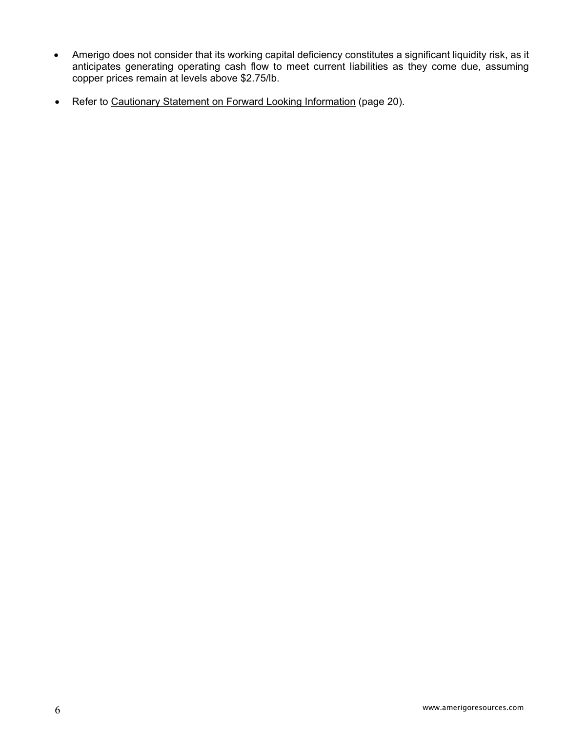- Amerigo does not consider that its working capital deficiency constitutes a significant liquidity risk, as it anticipates generating operating cash flow to meet current liabilities as they come due, assuming copper prices remain at levels above $2.75/lb.

- Refer to Cautionary Statement on Forward Looking Information (page 20).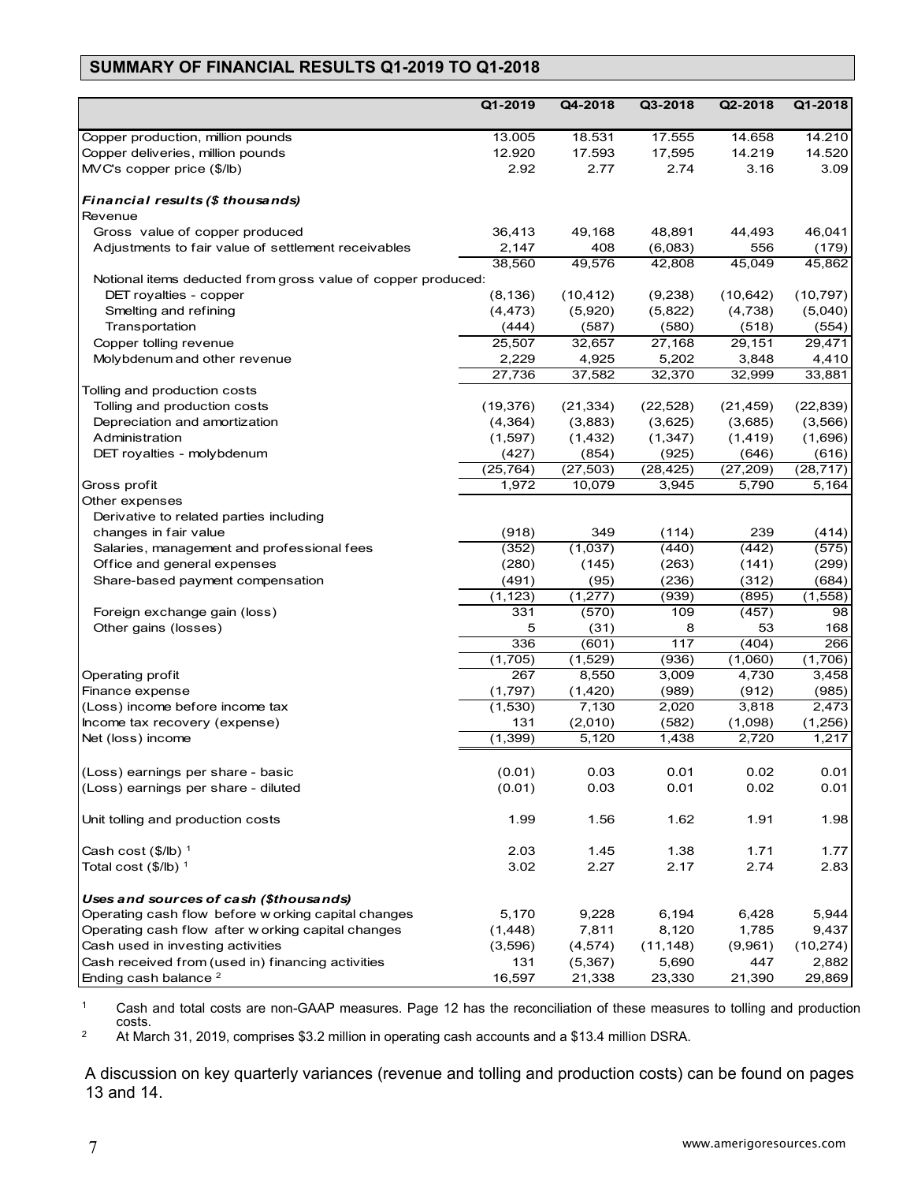## SUMMARY OF FINANCIAL RESULTS Q1-2019 TO Q1-2018

| | Q1-2019 | Q4-2018 | Q3-2018 | Q2-2018 | Q1-2018 |
|---|---|---|---|---|---|
| Copper production, million pounds | 13.005 | 18.531 | 17.555 | 14.658 | 14.210 |
| Copper deliveries, million pounds | 12.920 | 17.593 | 17,595 | 14.219 | 14.520 |
| MVC's copper price ($/lb) | 2.92 | 2.77 | 2.74 | 3.16 | 3.09 |
| ***Financial results ($ thousands)*** | | | | | |
| Revenue | | | | | |
| Gross value of copper produced | 36,413 | 49,168 | 48,891 | 44,493 | 46,041 |
| Adjustments to fair value of settlement receivables | 2,147 | 408 | (6,083) | 556 | (179) |
| | 38,560 | 49,576 | 42,808 | 45,049 | 45,862 |
| Notional items deducted from gross value of copper produced: | | | | | |
| DET royalties - copper | (8,136) | (10,412) | (9,238) | (10,642) | (10,797) |
| Smelting and refining | (4,473) | (5,920) | (5,822) | (4,738) | (5,040) |
| Transportation | (444) | (587) | (580) | (518) | (554) |
| Copper tolling revenue | 25,507 | 32,657 | 27,168 | 29,151 | 29,471 |
| Molybdenum and other revenue | 2,229 | 4,925 | 5,202 | 3,848 | 4,410 |
| | 27,736 | 37,582 | 32,370 | 32,999 | 33,881 |
| Tolling and production costs | | | | | |
| Tolling and production costs | (19,376) | (21,334) | (22,528) | (21,459) | (22,839) |
| Depreciation and amortization | (4,364) | (3,883) | (3,625) | (3,685) | (3,566) |
| Administration | (1,597) | (1,432) | (1,347) | (1,419) | (1,696) |
| DET royalties - molybdenum | (427) | (854) | (925) | (646) | (616) |
| | (25,764) | (27,503) | (28,425) | (27,209) | (28,717) |
| Gross profit | 1,972 | 10,079 | 3,945 | 5,790 | 5,164 |
| Other expenses | | | | | |
| Derivative to related parties including changes in fair value | (918) | 349 | (114) | 239 | (414) |
| Salaries, management and professional fees | (352) | (1,037) | (440) | (442) | (575) |
| Office and general expenses | (280) | (145) | (263) | (141) | (299) |
| Share-based payment compensation | (491) | (95) | (236) | (312) | (684) |
| | (1,123) | (1,277) | (939) | (895) | (1,558) |
| Foreign exchange gain (loss) | 331 | (570) | 109 | (457) | 98 |
| Other gains (losses) | 5 | (31) | 8 | 53 | 168 |
| | 336 | (601) | 117 | (404) | 266 |
| | (1,705) | (1,529) | (936) | (1,060) | (1,706) |
| Operating profit | 267 | 8,550 | 3,009 | 4,730 | 3,458 |
| Finance expense | (1,797) | (1,420) | (989) | (912) | (985) |
| (Loss) income before income tax | (1,530) | 7,130 | 2,020 | 3,818 | 2,473 |
| Income tax recovery (expense) | 131 | (2,010) | (582) | (1,098) | (1,256) |
| Net (loss) income | (1,399) | 5,120 | 1,438 | 2,720 | 1,217 |
| (Loss) earnings per share - basic | (0.01) | 0.03 | 0.01 | 0.02 | 0.01 |
| (Loss) earnings per share - diluted | (0.01) | 0.03 | 0.01 | 0.02 | 0.01 |
| Unit tolling and production costs | 1.99 | 1.56 | 1.62 | 1.91 | 1.98 |
| Cash cost ($/lb) [1] | 2.03 | 1.45 | 1.38 | 1.71 | 1.77 |
| Total cost ($/lb) [1] | 3.02 | 2.27 | 2.17 | 2.74 | 2.83 |
| ***Uses and sources of cash ($thousands)*** | | | | | |
| Operating cash flow before working capital changes | 5,170 | 9,228 | 6,194 | 6,428 | 5,944 |
| Operating cash flow after working capital changes | (1,448) | 7,811 | 8,120 | 1,785 | 9,437 |
| Cash used in investing activities | (3,596) | (4,574) | (11,148) | (9,961) | (10,274) |
| Cash received from (used in) financing activities | 131 | (5,367) | 5,690 | 447 | 2,882 |
| Ending cash balance [2] | 16,597 | 21,338 | 23,330 | 21,390 | 29,869 |

[1] Cash and total costs are non-GAAP measures. Page 12 has the reconciliation of these measures to tolling and production costs.

[2] At March 31, 2019, comprises $3.2 million in operating cash accounts and a $13.4 million DSRA.

A discussion on key quarterly variances (revenue and tolling and production costs) can be found on pages 13 and 14.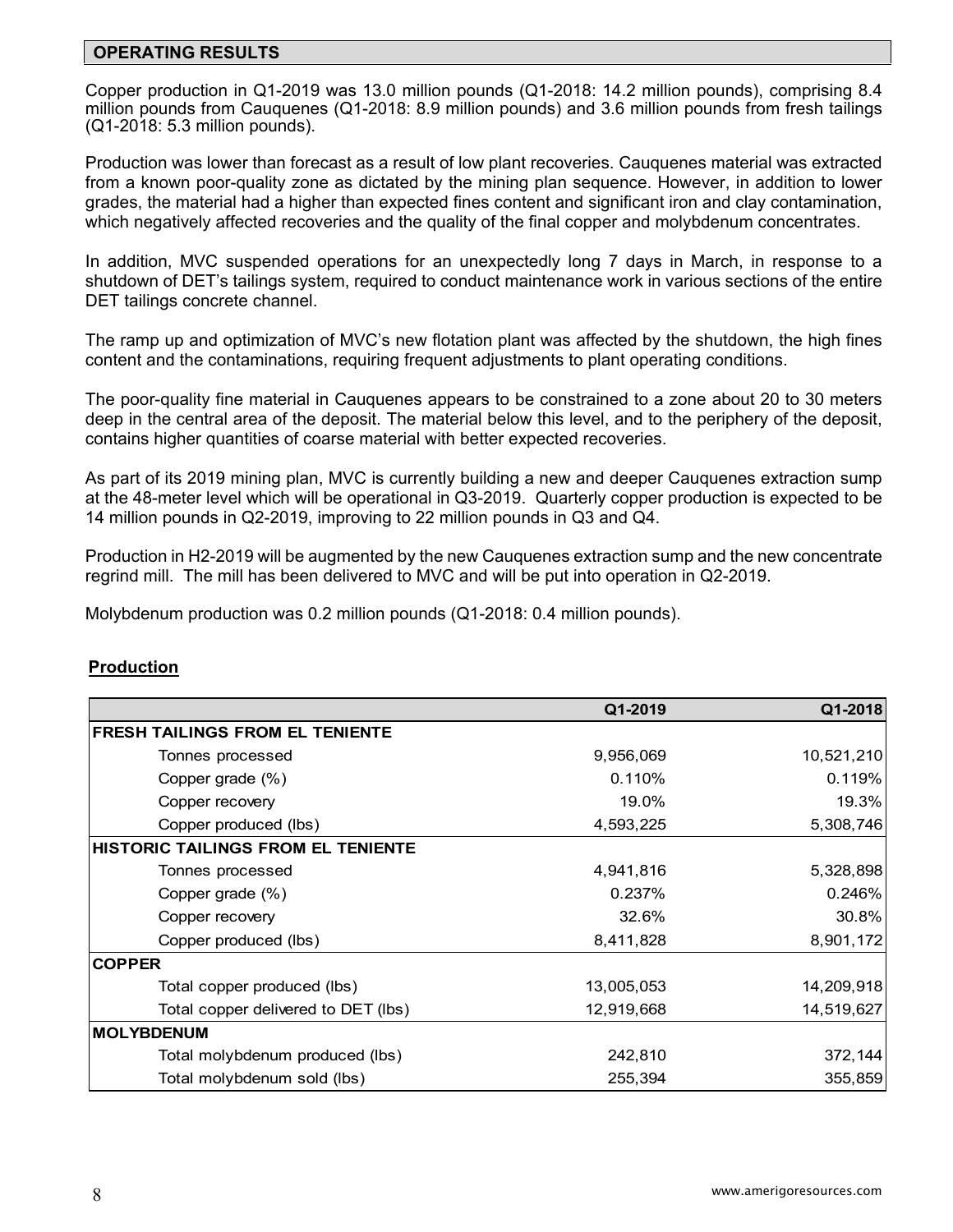## OPERATING RESULTS

Copper production in Q1-2019 was 13.0 million pounds (Q1-2018: 14.2 million pounds), comprising 8.4 million pounds from Cauquenes (Q1-2018: 8.9 million pounds) and 3.6 million pounds from fresh tailings (Q1-2018: 5.3 million pounds).

Production was lower than forecast as a result of low plant recoveries. Cauquenes material was extracted from a known poor-quality zone as dictated by the mining plan sequence. However, in addition to lower grades, the material had a higher than expected fines content and significant iron and clay contamination, which negatively affected recoveries and the quality of the final copper and molybdenum concentrates.

In addition, MVC suspended operations for an unexpectedly long 7 days in March, in response to a shutdown of DET's tailings system, required to conduct maintenance work in various sections of the entire DET tailings concrete channel.

The ramp up and optimization of MVC's new flotation plant was affected by the shutdown, the high fines content and the contaminations, requiring frequent adjustments to plant operating conditions.

The poor-quality fine material in Cauquenes appears to be constrained to a zone about 20 to 30 meters deep in the central area of the deposit. The material below this level, and to the periphery of the deposit, contains higher quantities of coarse material with better expected recoveries.

As part of its 2019 mining plan, MVC is currently building a new and deeper Cauquenes extraction sump at the 48-meter level which will be operational in Q3-2019. Quarterly copper production is expected to be 14 million pounds in Q2-2019, improving to 22 million pounds in Q3 and Q4.

Production in H2-2019 will be augmented by the new Cauquenes extraction sump and the new concentrate regrind mill. The mill has been delivered to MVC and will be put into operation in Q2-2019.

Molybdenum production was 0.2 million pounds (Q1-2018: 0.4 million pounds).

### Production

| | Q1-2019 | Q1-2018 |
|---|---|---|
| **FRESH TAILINGS FROM EL TENIENTE** | | |
| Tonnes processed | 9,956,069 | 10,521,210 |
| Copper grade (%) | 0.110% | 0.119% |
| Copper recovery | 19.0% | 19.3% |
| Copper produced (lbs) | 4,593,225 | 5,308,746 |
| **HISTORIC TAILINGS FROM EL TENIENTE** | | |
| Tonnes processed | 4,941,816 | 5,328,898 |
| Copper grade (%) | 0.237% | 0.246% |
| Copper recovery | 32.6% | 30.8% |
| Copper produced (lbs) | 8,411,828 | 8,901,172 |
| **COPPER** | | |
| Total copper produced (lbs) | 13,005,053 | 14,209,918 |
| Total copper delivered to DET (lbs) | 12,919,668 | 14,519,627 |
| **MOLYBDENUM** | | |
| Total molybdenum produced (lbs) | 242,810 | 372,144 |
| Total molybdenum sold (lbs) | 255,394 | 355,859 |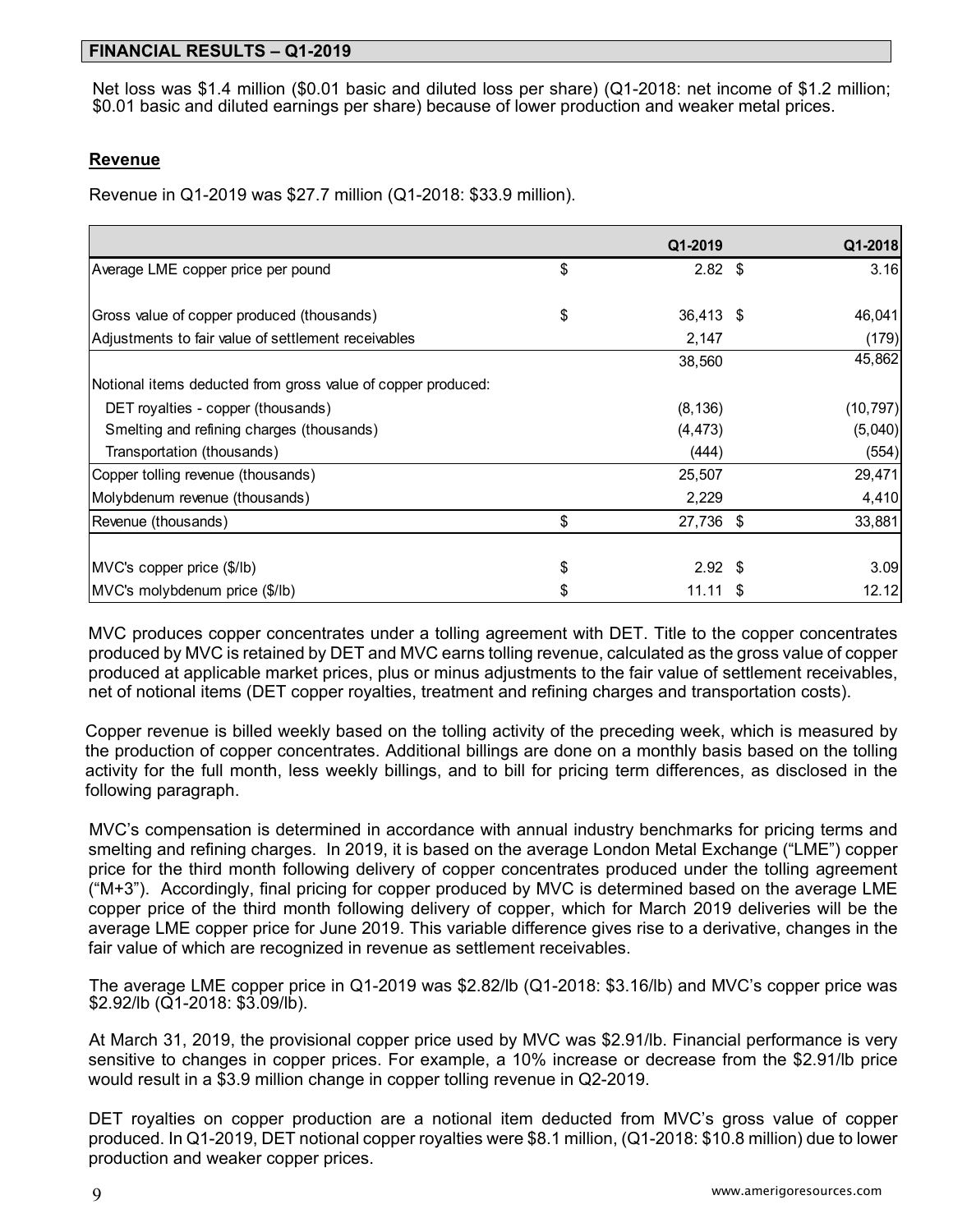## FINANCIAL RESULTS – Q1-2019

Net loss was $1.4 million ($0.01 basic and diluted loss per share) (Q1-2018: net income of $1.2 million; $0.01 basic and diluted earnings per share) because of lower production and weaker metal prices.

### Revenue

Revenue in Q1-2019 was $27.7 million (Q1-2018: $33.9 million).

| | Q1-2019 | Q1-2018 |
|---|---|---|
| Average LME copper price per pound | $ 2.82 | $ 3.16 |
| | | |
| Gross value of copper produced (thousands) | $ 36,413 | $ 46,041 |
| Adjustments to fair value of settlement receivables | 2,147 | (179) |
| | 38,560 | 45,862 |
| Notional items deducted from gross value of copper produced: | | |
| DET royalties - copper (thousands) | (8,136) | (10,797) |
| Smelting and refining charges (thousands) | (4,473) | (5,040) |
| Transportation (thousands) | (444) | (554) |
| Copper tolling revenue (thousands) | 25,507 | 29,471 |
| Molybdenum revenue (thousands) | 2,229 | 4,410 |
| Revenue (thousands) | $ 27,736 | $ 33,881 |
| | | |
| MVC's copper price ($/lb) | $ 2.92 | $ 3.09 |
| MVC's molybdenum price ($/lb) | $ 11.11 | $ 12.12 |

MVC produces copper concentrates under a tolling agreement with DET. Title to the copper concentrates produced by MVC is retained by DET and MVC earns tolling revenue, calculated as the gross value of copper produced at applicable market prices, plus or minus adjustments to the fair value of settlement receivables, net of notional items (DET copper royalties, treatment and refining charges and transportation costs).

Copper revenue is billed weekly based on the tolling activity of the preceding week, which is measured by the production of copper concentrates. Additional billings are done on a monthly basis based on the tolling activity for the full month, less weekly billings, and to bill for pricing term differences, as disclosed in the following paragraph.

MVC's compensation is determined in accordance with annual industry benchmarks for pricing terms and smelting and refining charges. In 2019, it is based on the average London Metal Exchange ("LME") copper price for the third month following delivery of copper concentrates produced under the tolling agreement ("M+3"). Accordingly, final pricing for copper produced by MVC is determined based on the average LME copper price of the third month following delivery of copper, which for March 2019 deliveries will be the average LME copper price for June 2019. This variable difference gives rise to a derivative, changes in the fair value of which are recognized in revenue as settlement receivables.

The average LME copper price in Q1-2019 was $2.82/lb (Q1-2018: $3.16/lb) and MVC's copper price was $2.92/lb (Q1-2018: $3.09/lb).

At March 31, 2019, the provisional copper price used by MVC was $2.91/lb. Financial performance is very sensitive to changes in copper prices. For example, a 10% increase or decrease from the $2.91/lb price would result in a $3.9 million change in copper tolling revenue in Q2-2019.

DET royalties on copper production are a notional item deducted from MVC's gross value of copper produced. In Q1-2019, DET notional copper royalties were $8.1 million, (Q1-2018: $10.8 million) due to lower production and weaker copper prices.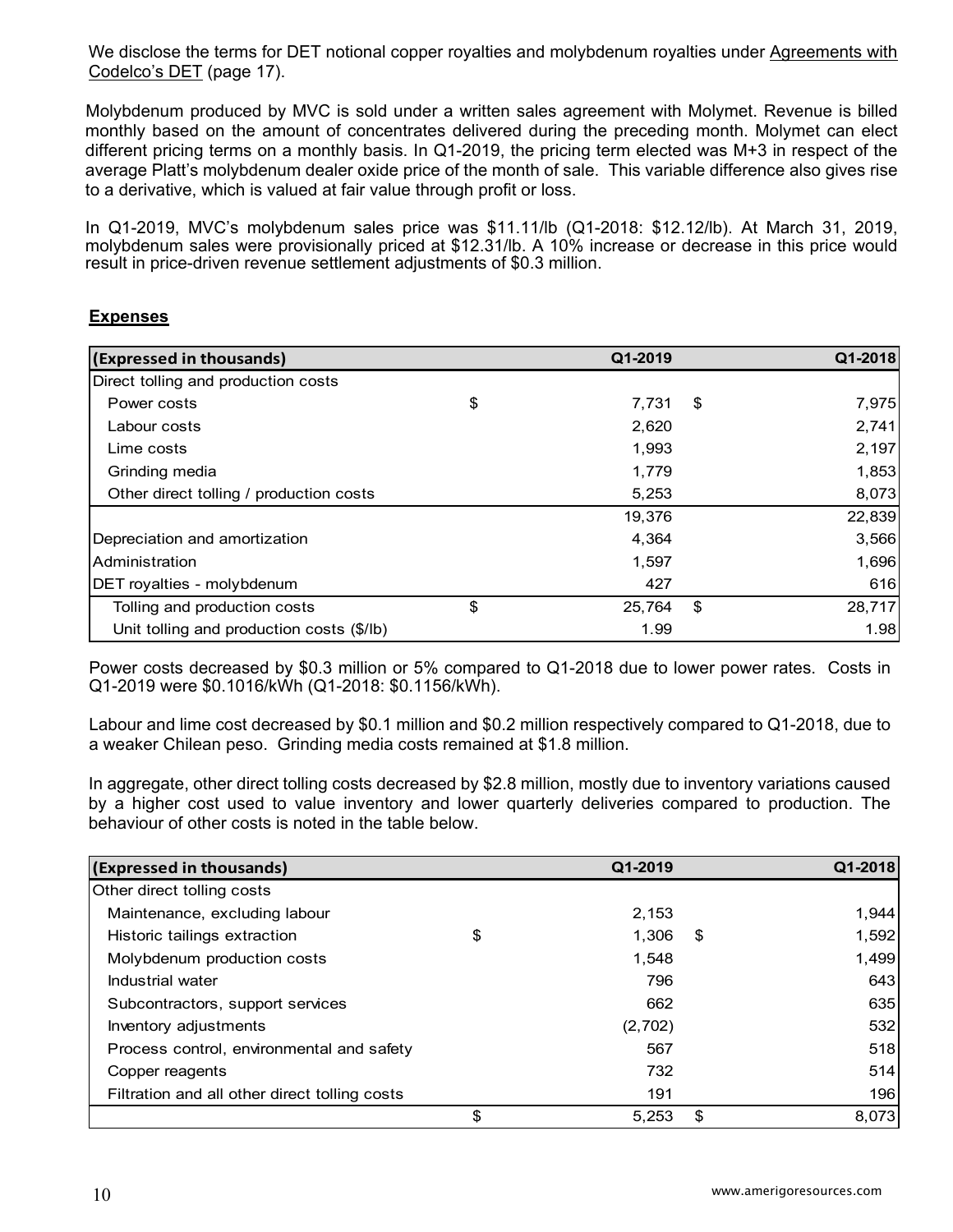We disclose the terms for DET notional copper royalties and molybdenum royalties under Agreements with Codelco's DET (page 17).

Molybdenum produced by MVC is sold under a written sales agreement with Molymet. Revenue is billed monthly based on the amount of concentrates delivered during the preceding month. Molymet can elect different pricing terms on a monthly basis. In Q1-2019, the pricing term elected was M+3 in respect of the average Platt's molybdenum dealer oxide price of the month of sale. This variable difference also gives rise to a derivative, which is valued at fair value through profit or loss.

In Q1-2019, MVC's molybdenum sales price was $11.11/lb (Q1-2018: $12.12/lb). At March 31, 2019, molybdenum sales were provisionally priced at $12.31/lb. A 10% increase or decrease in this price would result in price-driven revenue settlement adjustments of $0.3 million.

## Expenses

| (Expressed in thousands) | Q1-2019 | Q1-2018 |
|---|---|---|
| Direct tolling and production costs | | |
| Power costs | $ 7,731 | $ 7,975 |
| Labour costs | 2,620 | 2,741 |
| Lime costs | 1,993 | 2,197 |
| Grinding media | 1,779 | 1,853 |
| Other direct tolling / production costs | 5,253 | 8,073 |
| | 19,376 | 22,839 |
| Depreciation and amortization | 4,364 | 3,566 |
| Administration | 1,597 | 1,696 |
| DET royalties - molybdenum | 427 | 616 |
| Tolling and production costs | $ 25,764 | $ 28,717 |
| Unit tolling and production costs ($/lb) | 1.99 | 1.98 |

Power costs decreased by $0.3 million or 5% compared to Q1-2018 due to lower power rates. Costs in Q1-2019 were $0.1016/kWh (Q1-2018: $0.1156/kWh).

Labour and lime cost decreased by $0.1 million and $0.2 million respectively compared to Q1-2018, due to a weaker Chilean peso. Grinding media costs remained at $1.8 million.

In aggregate, other direct tolling costs decreased by $2.8 million, mostly due to inventory variations caused by a higher cost used to value inventory and lower quarterly deliveries compared to production. The behaviour of other costs is noted in the table below.

| (Expressed in thousands) | Q1-2019 | Q1-2018 |
|---|---|---|
| Other direct tolling costs | | |
| Maintenance, excluding labour | 2,153 | 1,944 |
| Historic tailings extraction | $ 1,306 | $ 1,592 |
| Molybdenum production costs | 1,548 | 1,499 |
| Industrial water | 796 | 643 |
| Subcontractors, support services | 662 | 635 |
| Inventory adjustments | (2,702) | 532 |
| Process control, environmental and safety | 567 | 518 |
| Copper reagents | 732 | 514 |
| Filtration and all other direct tolling costs | 191 | 196 |
| | $ 5,253 | $ 8,073 |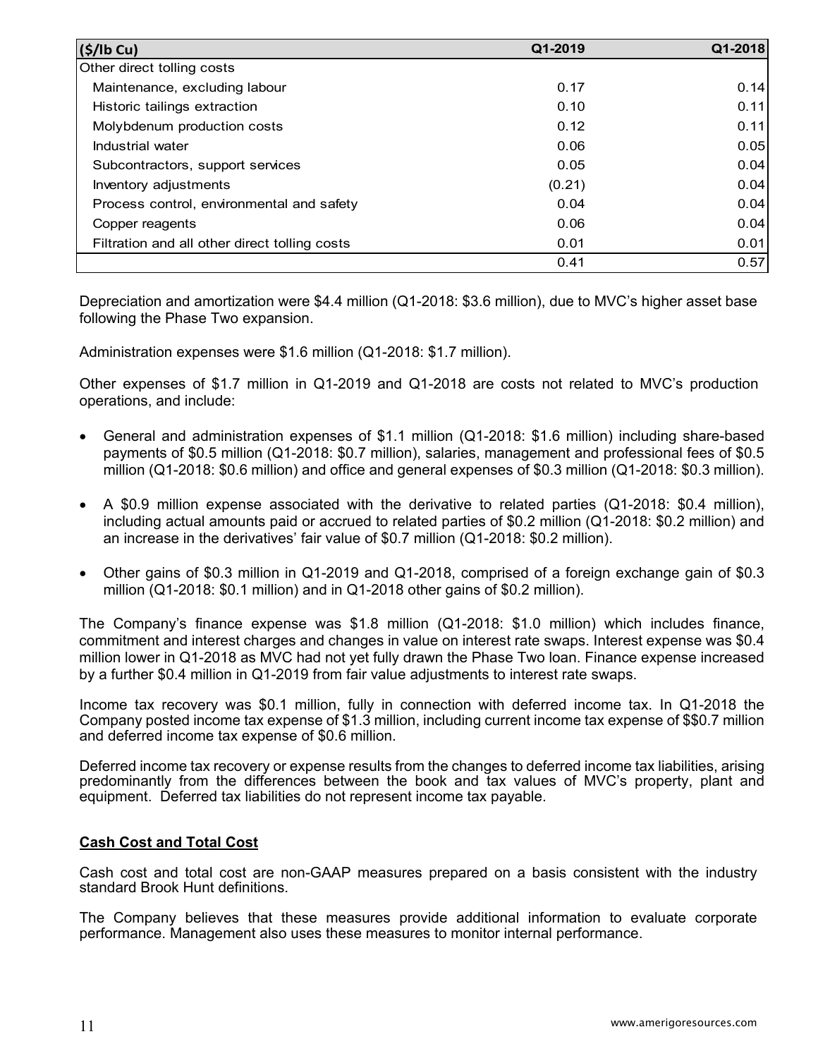| ($/lb Cu) | Q1-2019 | Q1-2018 |
|---|---|---|
| Other direct tolling costs | | |
| Maintenance, excluding labour | 0.17 | 0.14 |
| Historic tailings extraction | 0.10 | 0.11 |
| Molybdenum production costs | 0.12 | 0.11 |
| Industrial water | 0.06 | 0.05 |
| Subcontractors, support services | 0.05 | 0.04 |
| Inventory adjustments | (0.21) | 0.04 |
| Process control, environmental and safety | 0.04 | 0.04 |
| Copper reagents | 0.06 | 0.04 |
| Filtration and all other direct tolling costs | 0.01 | 0.01 |
| | 0.41 | 0.57 |

Depreciation and amortization were $4.4 million (Q1-2018: $3.6 million), due to MVC's higher asset base following the Phase Two expansion.

Administration expenses were $1.6 million (Q1-2018: $1.7 million).

Other expenses of $1.7 million in Q1-2019 and Q1-2018 are costs not related to MVC's production operations, and include:

- General and administration expenses of $1.1 million (Q1-2018: $1.6 million) including share-based payments of $0.5 million (Q1-2018: $0.7 million), salaries, management and professional fees of $0.5 million (Q1-2018: $0.6 million) and office and general expenses of $0.3 million (Q1-2018: $0.3 million).
- A $0.9 million expense associated with the derivative to related parties (Q1-2018: $0.4 million), including actual amounts paid or accrued to related parties of $0.2 million (Q1-2018: $0.2 million) and an increase in the derivatives' fair value of $0.7 million (Q1-2018: $0.2 million).
- Other gains of $0.3 million in Q1-2019 and Q1-2018, comprised of a foreign exchange gain of $0.3 million (Q1-2018: $0.1 million) and in Q1-2018 other gains of $0.2 million).

The Company's finance expense was $1.8 million (Q1-2018: $1.0 million) which includes finance, commitment and interest charges and changes in value on interest rate swaps. Interest expense was $0.4 million lower in Q1-2018 as MVC had not yet fully drawn the Phase Two loan. Finance expense increased by a further $0.4 million in Q1-2019 from fair value adjustments to interest rate swaps.

Income tax recovery was $0.1 million, fully in connection with deferred income tax. In Q1-2018 the Company posted income tax expense of $1.3 million, including current income tax expense of $$0.7 million and deferred income tax expense of $0.6 million.

Deferred income tax recovery or expense results from the changes to deferred income tax liabilities, arising predominantly from the differences between the book and tax values of MVC's property, plant and equipment. Deferred tax liabilities do not represent income tax payable.

**Cash Cost and Total Cost**

Cash cost and total cost are non-GAAP measures prepared on a basis consistent with the industry standard Brook Hunt definitions.

The Company believes that these measures provide additional information to evaluate corporate performance. Management also uses these measures to monitor internal performance.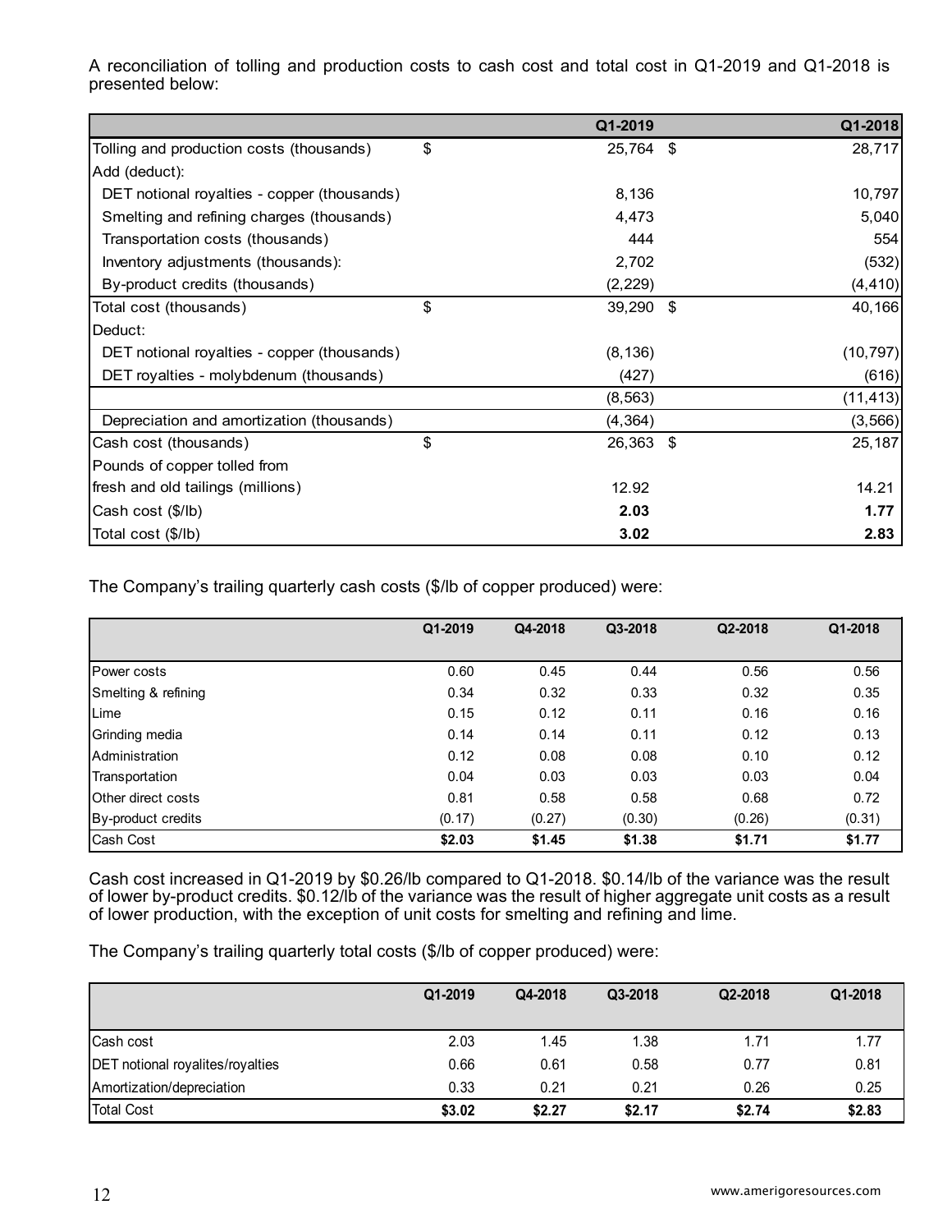A reconciliation of tolling and production costs to cash cost and total cost in Q1-2019 and Q1-2018 is presented below:

| | Q1-2019 | Q1-2018 |
|---|---|---|
| Tolling and production costs (thousands) | $ 25,764 | $ 28,717 |
| Add (deduct): | | |
| DET notional royalties - copper (thousands) | 8,136 | 10,797 |
| Smelting and refining charges (thousands) | 4,473 | 5,040 |
| Transportation costs (thousands) | 444 | 554 |
| Inventory adjustments (thousands): | 2,702 | (532) |
| By-product credits (thousands) | (2,229) | (4,410) |
| Total cost (thousands) | $ 39,290 | $ 40,166 |
| Deduct: | | |
| DET notional royalties - copper (thousands) | (8,136) | (10,797) |
| DET royalties - molybdenum (thousands) | (427) | (616) |
| | (8,563) | (11,413) |
| Depreciation and amortization (thousands) | (4,364) | (3,566) |
| Cash cost (thousands) | $ 26,363 | $ 25,187 |
| Pounds of copper tolled from fresh and old tailings (millions) | 12.92 | 14.21 |
| Cash cost ($/lb) | **2.03** | **1.77** |
| Total cost ($/lb) | **3.02** | **2.83** |

The Company's trailing quarterly cash costs ($/lb of copper produced) were:

| | Q1-2019 | Q4-2018 | Q3-2018 | Q2-2018 | Q1-2018 |
|---|---|---|---|---|---|
| Power costs | 0.60 | 0.45 | 0.44 | 0.56 | 0.56 |
| Smelting & refining | 0.34 | 0.32 | 0.33 | 0.32 | 0.35 |
| Lime | 0.15 | 0.12 | 0.11 | 0.16 | 0.16 |
| Grinding media | 0.14 | 0.14 | 0.11 | 0.12 | 0.13 |
| Administration | 0.12 | 0.08 | 0.08 | 0.10 | 0.12 |
| Transportation | 0.04 | 0.03 | 0.03 | 0.03 | 0.04 |
| Other direct costs | 0.81 | 0.58 | 0.58 | 0.68 | 0.72 |
| By-product credits | (0.17) | (0.27) | (0.30) | (0.26) | (0.31) |
| Cash Cost | **$2.03** | **$1.45** | **$1.38** | **$1.71** | **$1.77** |

Cash cost increased in Q1-2019 by $0.26/lb compared to Q1-2018. $0.14/lb of the variance was the result of lower by-product credits. $0.12/lb of the variance was the result of higher aggregate unit costs as a result of lower production, with the exception of unit costs for smelting and refining and lime.

The Company's trailing quarterly total costs ($/lb of copper produced) were:

| | Q1-2019 | Q4-2018 | Q3-2018 | Q2-2018 | Q1-2018 |
|---|---|---|---|---|---|
| Cash cost | 2.03 | 1.45 | 1.38 | 1.71 | 1.77 |
| DET notional royalites/royalties | 0.66 | 0.61 | 0.58 | 0.77 | 0.81 |
| Amortization/depreciation | 0.33 | 0.21 | 0.21 | 0.26 | 0.25 |
| Total Cost | **$3.02** | **$2.27** | **$2.17** | **$2.74** | **$2.83** |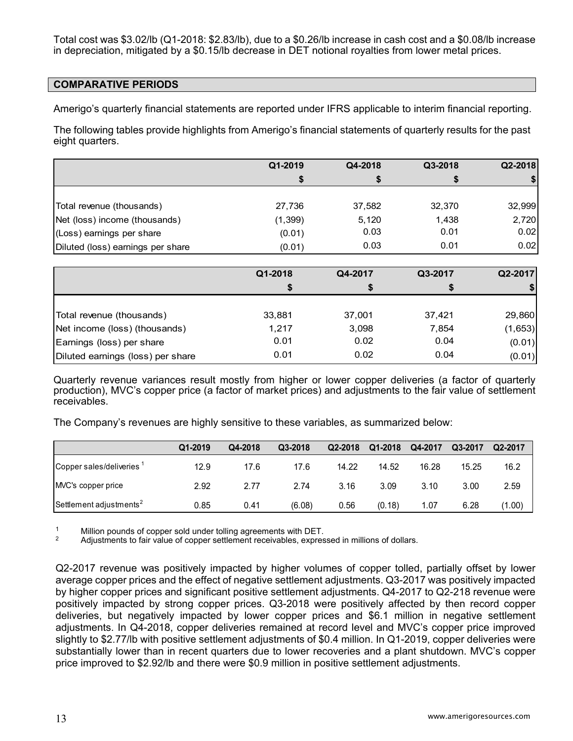Total cost was $3.02/lb (Q1-2018: $2.83/lb), due to a $0.26/lb increase in cash cost and a $0.08/lb increase in depreciation, mitigated by a $0.15/lb decrease in DET notional royalties from lower metal prices.

## COMPARATIVE PERIODS

Amerigo's quarterly financial statements are reported under IFRS applicable to interim financial reporting.

The following tables provide highlights from Amerigo's financial statements of quarterly results for the past eight quarters.

| | Q1-2019 | Q4-2018 | Q3-2018 | Q2-2018 |
|---|---|---|---|---|
| | $ | $ | $ | $ |
| Total revenue (thousands) | 27,736 | 37,582 | 32,370 | 32,999 |
| Net (loss) income (thousands) | (1,399) | 5,120 | 1,438 | 2,720 |
| (Loss) earnings per share | (0.01) | 0.03 | 0.01 | 0.02 |
| Diluted (loss) earnings per share | (0.01) | 0.03 | 0.01 | 0.02 |

| | Q1-2018 | Q4-2017 | Q3-2017 | Q2-2017 |
|---|---|---|---|---|
| | $ | $ | $ | $ |
| Total revenue (thousands) | 33,881 | 37,001 | 37,421 | 29,860 |
| Net income (loss) (thousands) | 1,217 | 3,098 | 7,854 | (1,653) |
| Earnings (loss) per share | 0.01 | 0.02 | 0.04 | (0.01) |
| Diluted earnings (loss) per share | 0.01 | 0.02 | 0.04 | (0.01) |

Quarterly revenue variances result mostly from higher or lower copper deliveries (a factor of quarterly production), MVC's copper price (a factor of market prices) and adjustments to the fair value of settlement receivables.

The Company's revenues are highly sensitive to these variables, as summarized below:

| | Q1-2019 | Q4-2018 | Q3-2018 | Q2-2018 | Q1-2018 | Q4-2017 | Q3-2017 | Q2-2017 |
|---|---|---|---|---|---|---|---|---|
| Copper sales/deliveries [1] | 12.9 | 17.6 | 17.6 | 14.22 | 14.52 | 16.28 | 15.25 | 16.2 |
| MVC's copper price | 2.92 | 2.77 | 2.74 | 3.16 | 3.09 | 3.10 | 3.00 | 2.59 |
| Settlement adjustments[2] | 0.85 | 0.41 | (6.08) | 0.56 | (0.18) | 1.07 | 6.28 | (1.00) |

[1] Million pounds of copper sold under tolling agreements with DET.
[2] Adjustments to fair value of copper settlement receivables, expressed in millions of dollars.

Q2-2017 revenue was positively impacted by higher volumes of copper tolled, partially offset by lower average copper prices and the effect of negative settlement adjustments. Q3-2017 was positively impacted by higher copper prices and significant positive settlement adjustments. Q4-2017 to Q2-218 revenue were positively impacted by strong copper prices. Q3-2018 were positively affected by then record copper deliveries, but negatively impacted by lower copper prices and $6.1 million in negative settlement adjustments. In Q4-2018, copper deliveries remained at record level and MVC's copper price improved slightly to $2.77/lb with positive settlement adjustments of $0.4 million. In Q1-2019, copper deliveries were substantially lower than in recent quarters due to lower recoveries and a plant shutdown. MVC's copper price improved to $2.92/lb and there were $0.9 million in positive settlement adjustments.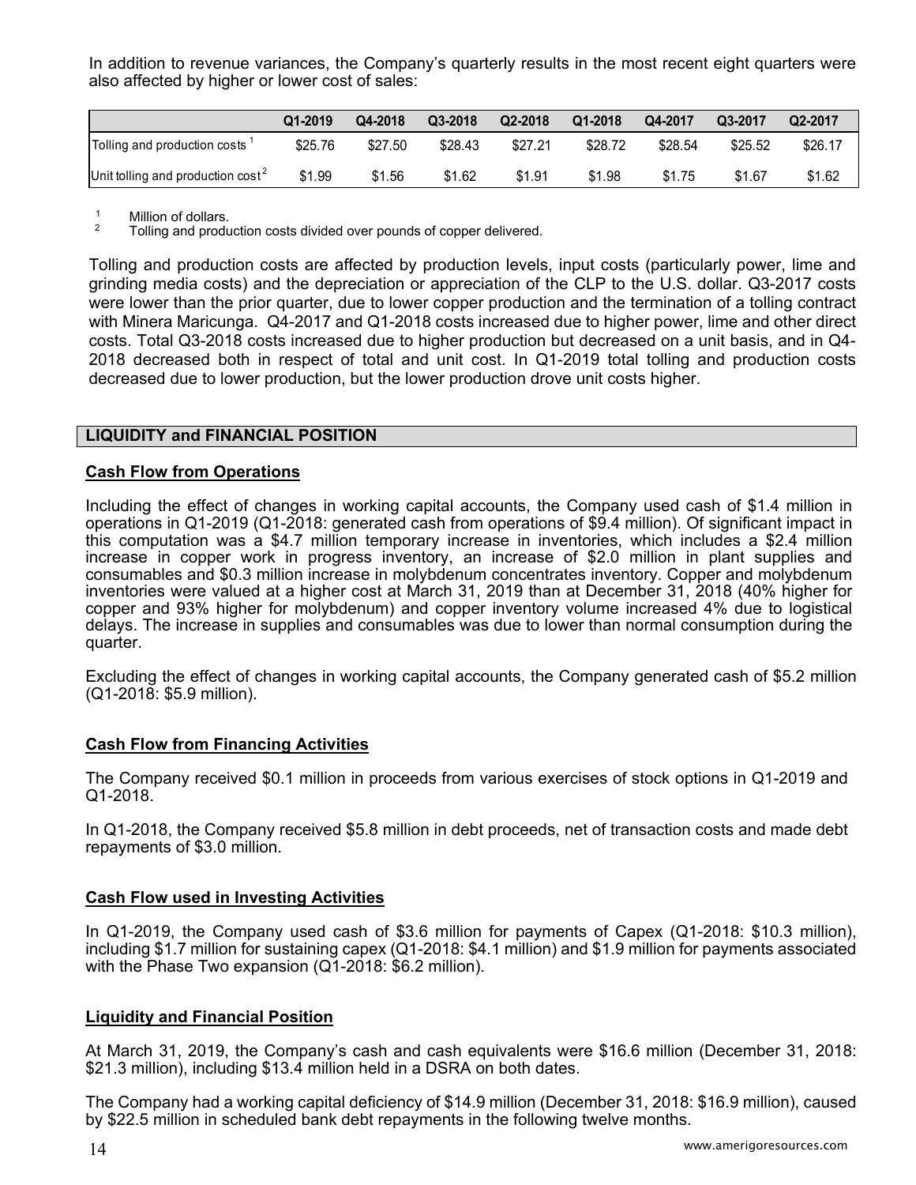In addition to revenue variances, the Company's quarterly results in the most recent eight quarters were also affected by higher or lower cost of sales:

| | Q1-2019 | Q4-2018 | Q3-2018 | Q2-2018 | Q1-2018 | Q4-2017 | Q3-2017 | Q2-2017 |
|---|---|---|---|---|---|---|---|---|
| Tolling and production costs [1] | $25.76 | $27.50 | $28.43 | $27.21 | $28.72 | $28.54 | $25.52 | $26.17 |
| Unit tolling and production cost [2] | $1.99 | $1.56 | $1.62 | $1.91 | $1.98 | $1.75 | $1.67 | $1.62 |

[1] Million of dollars.
[2] Tolling and production costs divided over pounds of copper delivered.

Tolling and production costs are affected by production levels, input costs (particularly power, lime and grinding media costs) and the depreciation or appreciation of the CLP to the U.S. dollar. Q3-2017 costs were lower than the prior quarter, due to lower copper production and the termination of a tolling contract with Minera Maricunga. Q4-2017 and Q1-2018 costs increased due to higher power, lime and other direct costs. Total Q3-2018 costs increased due to higher production but decreased on a unit basis, and in Q4-2018 decreased both in respect of total and unit cost. In Q1-2019 total tolling and production costs decreased due to lower production, but the lower production drove unit costs higher.

## LIQUIDITY and FINANCIAL POSITION

### Cash Flow from Operations

Including the effect of changes in working capital accounts, the Company used cash of $1.4 million in operations in Q1-2019 (Q1-2018: generated cash from operations of $9.4 million). Of significant impact in this computation was a $4.7 million temporary increase in inventories, which includes a $2.4 million increase in copper work in progress inventory, an increase of $2.0 million in plant supplies and consumables and $0.3 million increase in molybdenum concentrates inventory. Copper and molybdenum inventories were valued at a higher cost at March 31, 2019 than at December 31, 2018 (40% higher for copper and 93% higher for molybdenum) and copper inventory volume increased 4% due to logistical delays. The increase in supplies and consumables was due to lower than normal consumption during the quarter.

Excluding the effect of changes in working capital accounts, the Company generated cash of $5.2 million (Q1-2018: $5.9 million).

### Cash Flow from Financing Activities

The Company received $0.1 million in proceeds from various exercises of stock options in Q1-2019 and Q1-2018.

In Q1-2018, the Company received $5.8 million in debt proceeds, net of transaction costs and made debt repayments of $3.0 million.

### Cash Flow used in Investing Activities

In Q1-2019, the Company used cash of $3.6 million for payments of Capex (Q1-2018: $10.3 million), including $1.7 million for sustaining capex (Q1-2018: $4.1 million) and $1.9 million for payments associated with the Phase Two expansion (Q1-2018: $6.2 million).

### Liquidity and Financial Position

At March 31, 2019, the Company's cash and cash equivalents were $16.6 million (December 31, 2018: $21.3 million), including $13.4 million held in a DSRA on both dates.

The Company had a working capital deficiency of $14.9 million (December 31, 2018: $16.9 million), caused by $22.5 million in scheduled bank debt repayments in the following twelve months.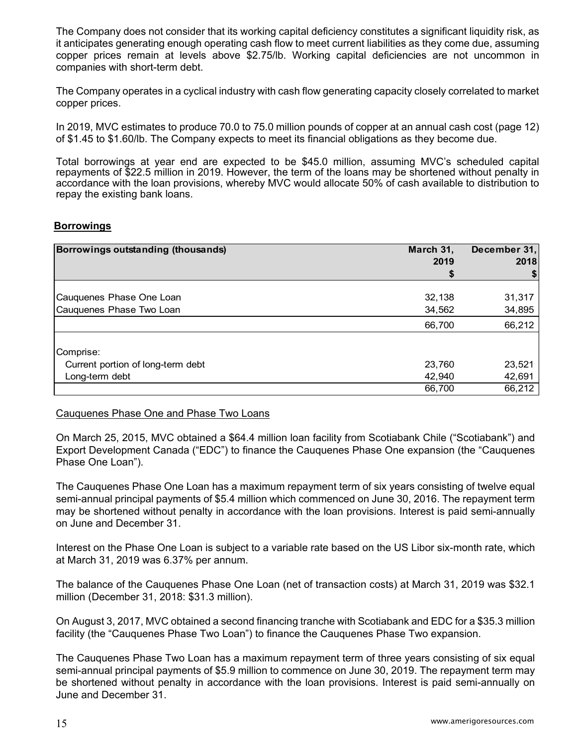The Company does not consider that its working capital deficiency constitutes a significant liquidity risk, as it anticipates generating enough operating cash flow to meet current liabilities as they come due, assuming copper prices remain at levels above $2.75/lb. Working capital deficiencies are not uncommon in companies with short-term debt.

The Company operates in a cyclical industry with cash flow generating capacity closely correlated to market copper prices.

In 2019, MVC estimates to produce 70.0 to 75.0 million pounds of copper at an annual cash cost (page 12) of $1.45 to $1.60/lb. The Company expects to meet its financial obligations as they become due.

Total borrowings at year end are expected to be $45.0 million, assuming MVC's scheduled capital repayments of $22.5 million in 2019. However, the term of the loans may be shortened without penalty in accordance with the loan provisions, whereby MVC would allocate 50% of cash available to distribution to repay the existing bank loans.

## Borrowings

| Borrowings outstanding (thousands) | March 31, 2019 $ | December 31, 2018 $ |
|---|---|---|
| Cauquenes Phase One Loan | 32,138 | 31,317 |
| Cauquenes Phase Two Loan | 34,562 | 34,895 |
| | 66,700 | 66,212 |
| Comprise: | | |
| Current portion of long-term debt | 23,760 | 23,521 |
| Long-term debt | 42,940 | 42,691 |
| | 66,700 | 66,212 |

Cauquenes Phase One and Phase Two Loans

On March 25, 2015, MVC obtained a $64.4 million loan facility from Scotiabank Chile ("Scotiabank") and Export Development Canada ("EDC") to finance the Cauquenes Phase One expansion (the "Cauquenes Phase One Loan").

The Cauquenes Phase One Loan has a maximum repayment term of six years consisting of twelve equal semi-annual principal payments of $5.4 million which commenced on June 30, 2016. The repayment term may be shortened without penalty in accordance with the loan provisions. Interest is paid semi-annually on June and December 31.

Interest on the Phase One Loan is subject to a variable rate based on the US Libor six-month rate, which at March 31, 2019 was 6.37% per annum.

The balance of the Cauquenes Phase One Loan (net of transaction costs) at March 31, 2019 was $32.1 million (December 31, 2018: $31.3 million).

On August 3, 2017, MVC obtained a second financing tranche with Scotiabank and EDC for a $35.3 million facility (the "Cauquenes Phase Two Loan") to finance the Cauquenes Phase Two expansion.

The Cauquenes Phase Two Loan has a maximum repayment term of three years consisting of six equal semi-annual principal payments of $5.9 million to commence on June 30, 2019. The repayment term may be shortened without penalty in accordance with the loan provisions. Interest is paid semi-annually on June and December 31.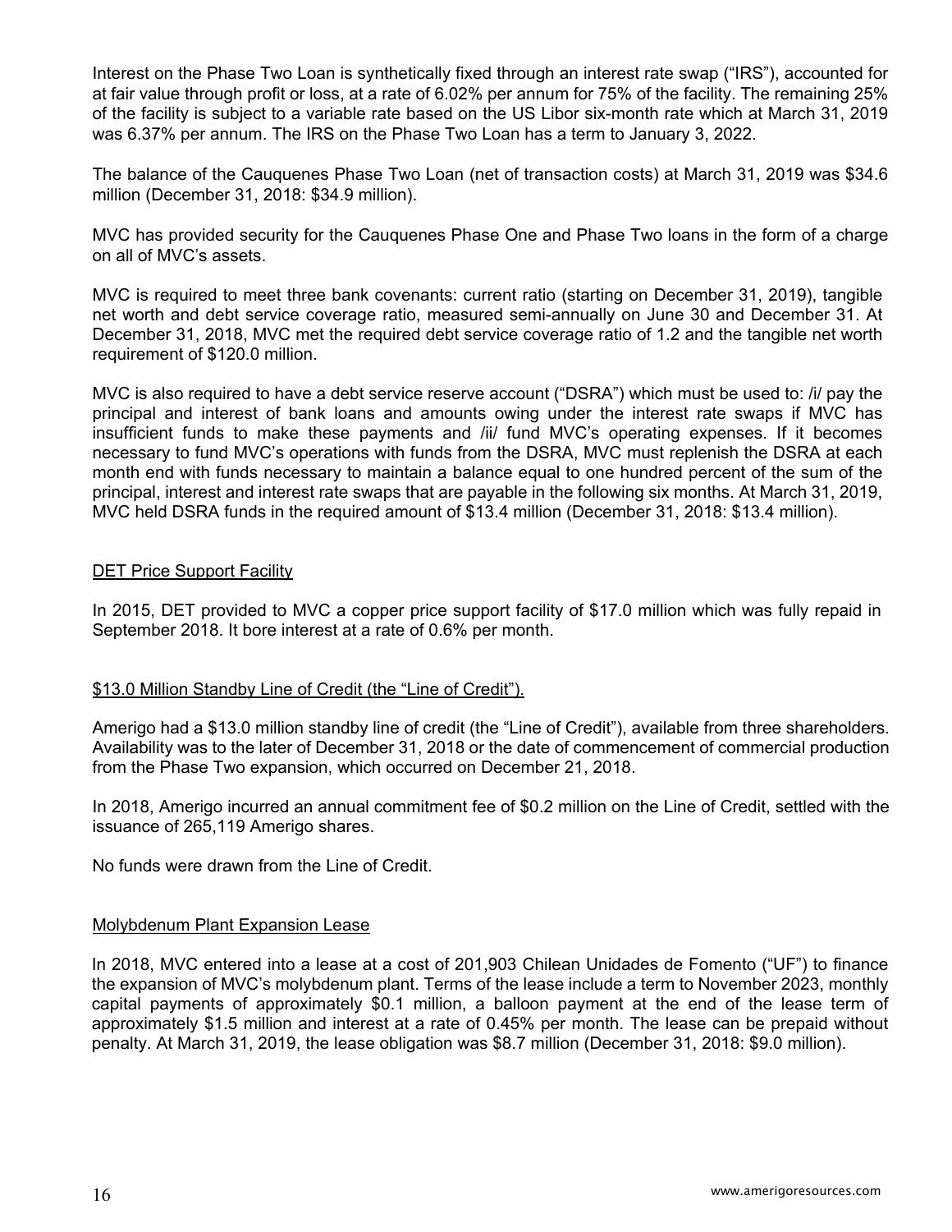Interest on the Phase Two Loan is synthetically fixed through an interest rate swap ("IRS"), accounted for at fair value through profit or loss, at a rate of 6.02% per annum for 75% of the facility. The remaining 25% of the facility is subject to a variable rate based on the US Libor six-month rate which at March 31, 2019 was 6.37% per annum. The IRS on the Phase Two Loan has a term to January 3, 2022.

The balance of the Cauquenes Phase Two Loan (net of transaction costs) at March 31, 2019 was $34.6 million (December 31, 2018: $34.9 million).

MVC has provided security for the Cauquenes Phase One and Phase Two loans in the form of a charge on all of MVC's assets.

MVC is required to meet three bank covenants: current ratio (starting on December 31, 2019), tangible net worth and debt service coverage ratio, measured semi-annually on June 30 and December 31. At December 31, 2018, MVC met the required debt service coverage ratio of 1.2 and the tangible net worth requirement of $120.0 million.

MVC is also required to have a debt service reserve account ("DSRA") which must be used to: /i/ pay the principal and interest of bank loans and amounts owing under the interest rate swaps if MVC has insufficient funds to make these payments and /ii/ fund MVC's operating expenses. If it becomes necessary to fund MVC's operations with funds from the DSRA, MVC must replenish the DSRA at each month end with funds necessary to maintain a balance equal to one hundred percent of the sum of the principal, interest and interest rate swaps that are payable in the following six months. At March 31, 2019, MVC held DSRA funds in the required amount of $13.4 million (December 31, 2018: $13.4 million).

## DET Price Support Facility

In 2015, DET provided to MVC a copper price support facility of $17.0 million which was fully repaid in September 2018. It bore interest at a rate of 0.6% per month.

## $13.0 Million Standby Line of Credit (the "Line of Credit").

Amerigo had a $13.0 million standby line of credit (the "Line of Credit"), available from three shareholders. Availability was to the later of December 31, 2018 or the date of commencement of commercial production from the Phase Two expansion, which occurred on December 21, 2018.

In 2018, Amerigo incurred an annual commitment fee of $0.2 million on the Line of Credit, settled with the issuance of 265,119 Amerigo shares.

No funds were drawn from the Line of Credit.

## Molybdenum Plant Expansion Lease

In 2018, MVC entered into a lease at a cost of 201,903 Chilean Unidades de Fomento ("UF") to finance the expansion of MVC's molybdenum plant. Terms of the lease include a term to November 2023, monthly capital payments of approximately $0.1 million, a balloon payment at the end of the lease term of approximately $1.5 million and interest at a rate of 0.45% per month. The lease can be prepaid without penalty. At March 31, 2019, the lease obligation was $8.7 million (December 31, 2018: $9.0 million).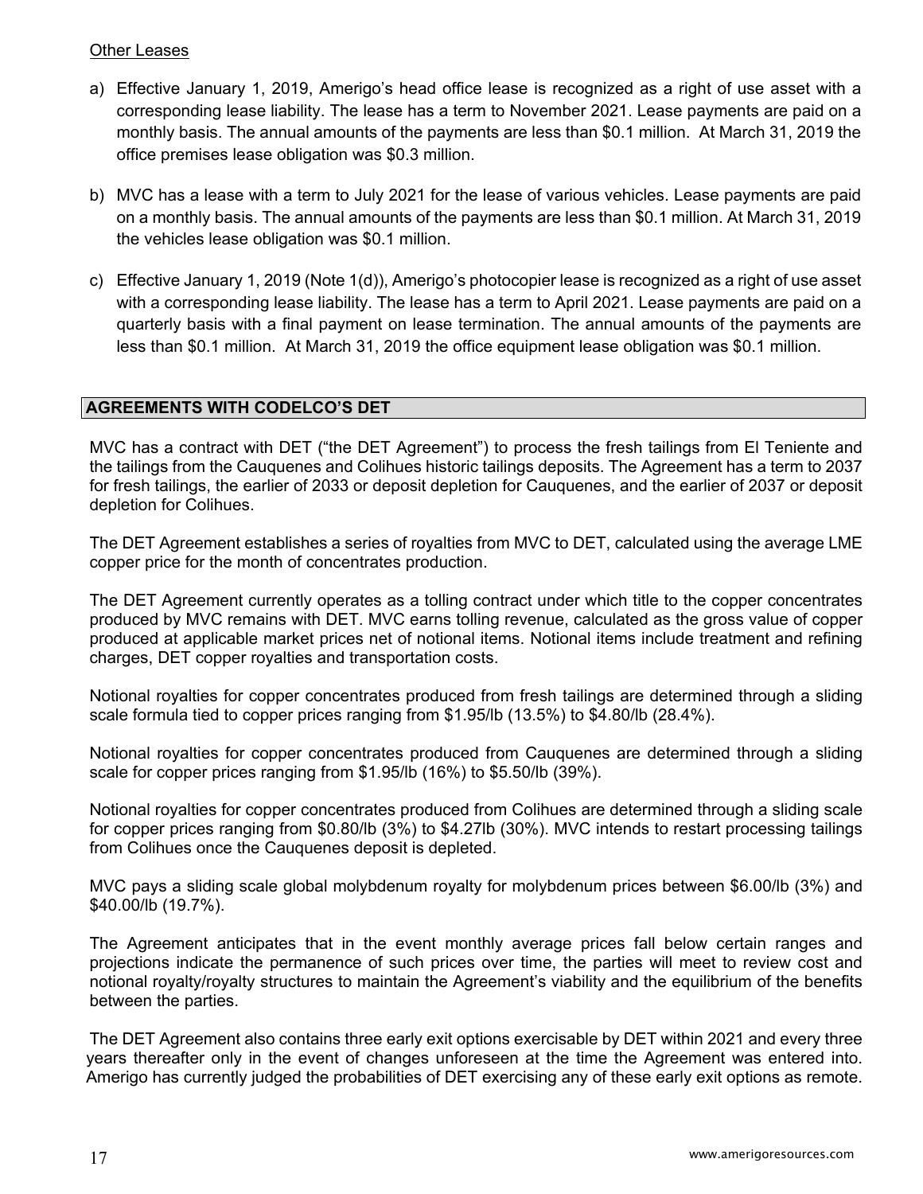Other Leases

a) Effective January 1, 2019, Amerigo's head office lease is recognized as a right of use asset with a corresponding lease liability. The lease has a term to November 2021. Lease payments are paid on a monthly basis. The annual amounts of the payments are less than $0.1 million. At March 31, 2019 the office premises lease obligation was $0.3 million.

b) MVC has a lease with a term to July 2021 for the lease of various vehicles. Lease payments are paid on a monthly basis. The annual amounts of the payments are less than $0.1 million. At March 31, 2019 the vehicles lease obligation was $0.1 million.

c) Effective January 1, 2019 (Note 1(d)), Amerigo's photocopier lease is recognized as a right of use asset with a corresponding lease liability. The lease has a term to April 2021. Lease payments are paid on a quarterly basis with a final payment on lease termination. The annual amounts of the payments are less than $0.1 million. At March 31, 2019 the office equipment lease obligation was $0.1 million.

## AGREEMENTS WITH CODELCO'S DET

MVC has a contract with DET ("the DET Agreement") to process the fresh tailings from El Teniente and the tailings from the Cauquenes and Colihues historic tailings deposits. The Agreement has a term to 2037 for fresh tailings, the earlier of 2033 or deposit depletion for Cauquenes, and the earlier of 2037 or deposit depletion for Colihues.

The DET Agreement establishes a series of royalties from MVC to DET, calculated using the average LME copper price for the month of concentrates production.

The DET Agreement currently operates as a tolling contract under which title to the copper concentrates produced by MVC remains with DET. MVC earns tolling revenue, calculated as the gross value of copper produced at applicable market prices net of notional items. Notional items include treatment and refining charges, DET copper royalties and transportation costs.

Notional royalties for copper concentrates produced from fresh tailings are determined through a sliding scale formula tied to copper prices ranging from $1.95/lb (13.5%) to $4.80/lb (28.4%).

Notional royalties for copper concentrates produced from Cauquenes are determined through a sliding scale for copper prices ranging from $1.95/lb (16%) to $5.50/lb (39%).

Notional royalties for copper concentrates produced from Colihues are determined through a sliding scale for copper prices ranging from $0.80/lb (3%) to $4.27lb (30%). MVC intends to restart processing tailings from Colihues once the Cauquenes deposit is depleted.

MVC pays a sliding scale global molybdenum royalty for molybdenum prices between $6.00/lb (3%) and $40.00/lb (19.7%).

The Agreement anticipates that in the event monthly average prices fall below certain ranges and projections indicate the permanence of such prices over time, the parties will meet to review cost and notional royalty/royalty structures to maintain the Agreement's viability and the equilibrium of the benefits between the parties.

The DET Agreement also contains three early exit options exercisable by DET within 2021 and every three years thereafter only in the event of changes unforeseen at the time the Agreement was entered into. Amerigo has currently judged the probabilities of DET exercising any of these early exit options as remote.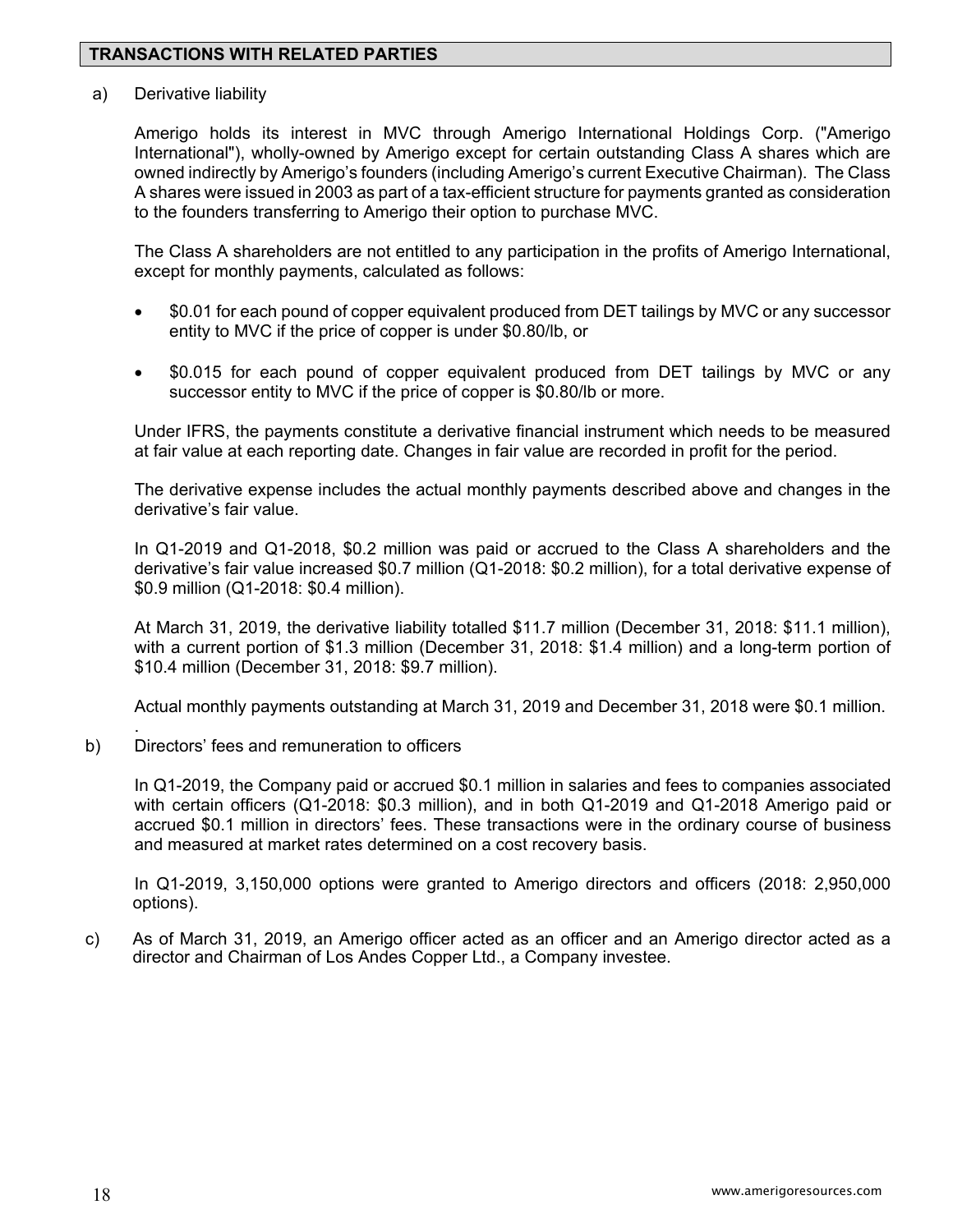## TRANSACTIONS WITH RELATED PARTIES

a) Derivative liability

Amerigo holds its interest in MVC through Amerigo International Holdings Corp. ("Amerigo International"), wholly-owned by Amerigo except for certain outstanding Class A shares which are owned indirectly by Amerigo's founders (including Amerigo's current Executive Chairman). The Class A shares were issued in 2003 as part of a tax-efficient structure for payments granted as consideration to the founders transferring to Amerigo their option to purchase MVC.

The Class A shareholders are not entitled to any participation in the profits of Amerigo International, except for monthly payments, calculated as follows:

- $0.01 for each pound of copper equivalent produced from DET tailings by MVC or any successor entity to MVC if the price of copper is under $0.80/lb, or
- $0.015 for each pound of copper equivalent produced from DET tailings by MVC or any successor entity to MVC if the price of copper is $0.80/lb or more.

Under IFRS, the payments constitute a derivative financial instrument which needs to be measured at fair value at each reporting date. Changes in fair value are recorded in profit for the period.

The derivative expense includes the actual monthly payments described above and changes in the derivative's fair value.

In Q1-2019 and Q1-2018, $0.2 million was paid or accrued to the Class A shareholders and the derivative's fair value increased $0.7 million (Q1-2018: $0.2 million), for a total derivative expense of $0.9 million (Q1-2018: $0.4 million).

At March 31, 2019, the derivative liability totalled $11.7 million (December 31, 2018: $11.1 million), with a current portion of $1.3 million (December 31, 2018: $1.4 million) and a long-term portion of $10.4 million (December 31, 2018: $9.7 million).

Actual monthly payments outstanding at March 31, 2019 and December 31, 2018 were $0.1 million.

b) Directors' fees and remuneration to officers

In Q1-2019, the Company paid or accrued $0.1 million in salaries and fees to companies associated with certain officers (Q1-2018: $0.3 million), and in both Q1-2019 and Q1-2018 Amerigo paid or accrued $0.1 million in directors' fees. These transactions were in the ordinary course of business and measured at market rates determined on a cost recovery basis.

In Q1-2019, 3,150,000 options were granted to Amerigo directors and officers (2018: 2,950,000 options).

c) As of March 31, 2019, an Amerigo officer acted as an officer and an Amerigo director acted as a director and Chairman of Los Andes Copper Ltd., a Company investee.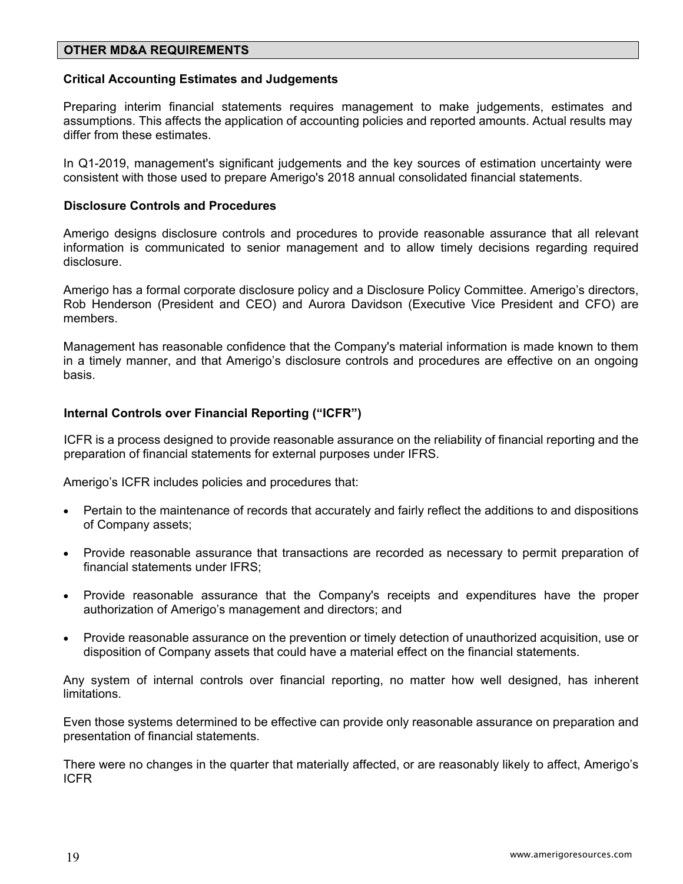## OTHER MD&A REQUIREMENTS

### Critical Accounting Estimates and Judgements

Preparing interim financial statements requires management to make judgements, estimates and assumptions. This affects the application of accounting policies and reported amounts. Actual results may differ from these estimates.

In Q1-2019, management's significant judgements and the key sources of estimation uncertainty were consistent with those used to prepare Amerigo's 2018 annual consolidated financial statements.

### Disclosure Controls and Procedures

Amerigo designs disclosure controls and procedures to provide reasonable assurance that all relevant information is communicated to senior management and to allow timely decisions regarding required disclosure.

Amerigo has a formal corporate disclosure policy and a Disclosure Policy Committee. Amerigo's directors, Rob Henderson (President and CEO) and Aurora Davidson (Executive Vice President and CFO) are members.

Management has reasonable confidence that the Company's material information is made known to them in a timely manner, and that Amerigo's disclosure controls and procedures are effective on an ongoing basis.

### Internal Controls over Financial Reporting ("ICFR")

ICFR is a process designed to provide reasonable assurance on the reliability of financial reporting and the preparation of financial statements for external purposes under IFRS.

Amerigo's ICFR includes policies and procedures that:

- Pertain to the maintenance of records that accurately and fairly reflect the additions to and dispositions of Company assets;
- Provide reasonable assurance that transactions are recorded as necessary to permit preparation of financial statements under IFRS;
- Provide reasonable assurance that the Company's receipts and expenditures have the proper authorization of Amerigo's management and directors; and
- Provide reasonable assurance on the prevention or timely detection of unauthorized acquisition, use or disposition of Company assets that could have a material effect on the financial statements.

Any system of internal controls over financial reporting, no matter how well designed, has inherent limitations.

Even those systems determined to be effective can provide only reasonable assurance on preparation and presentation of financial statements.

There were no changes in the quarter that materially affected, or are reasonably likely to affect, Amerigo's ICFR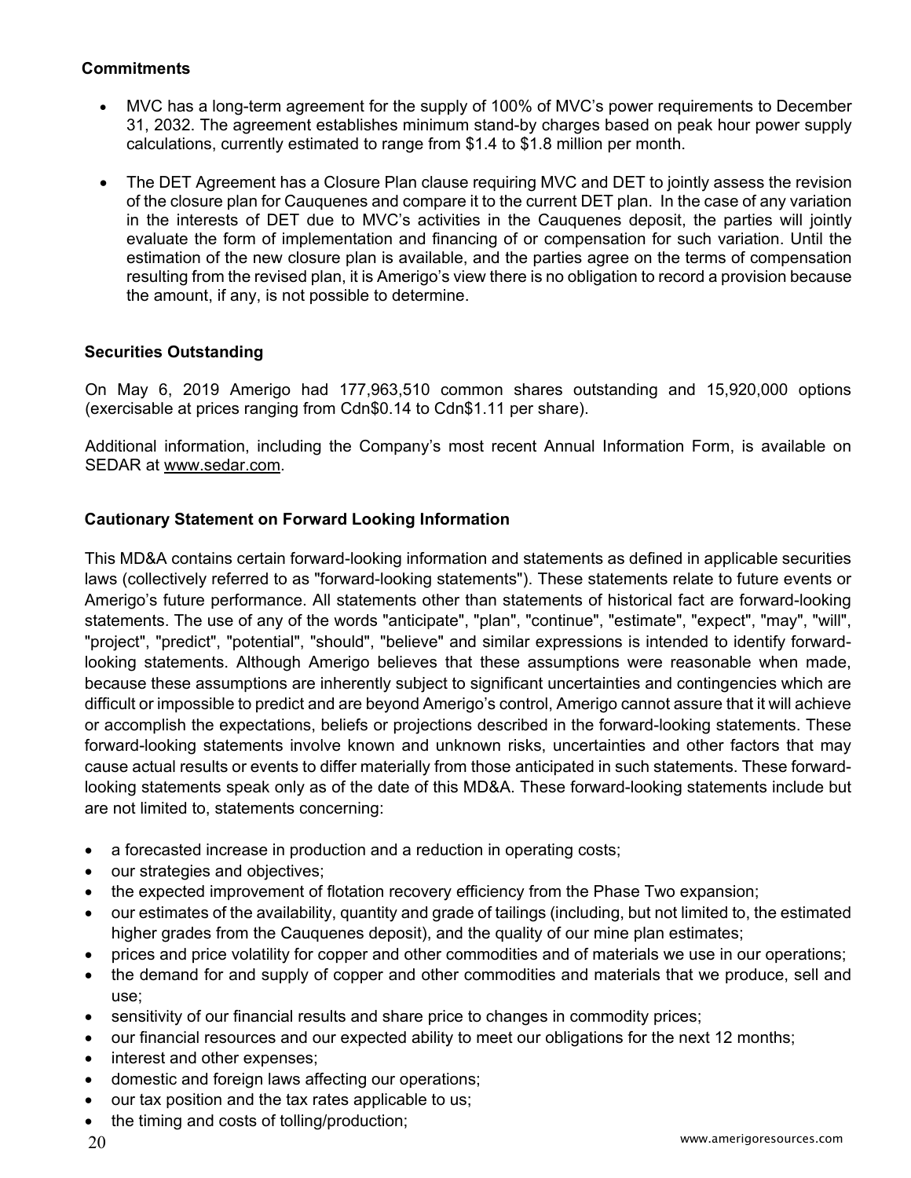### Commitments

- MVC has a long-term agreement for the supply of 100% of MVC's power requirements to December 31, 2032. The agreement establishes minimum stand-by charges based on peak hour power supply calculations, currently estimated to range from $1.4 to $1.8 million per month.
- The DET Agreement has a Closure Plan clause requiring MVC and DET to jointly assess the revision of the closure plan for Cauquenes and compare it to the current DET plan. In the case of any variation in the interests of DET due to MVC's activities in the Cauquenes deposit, the parties will jointly evaluate the form of implementation and financing of or compensation for such variation. Until the estimation of the new closure plan is available, and the parties agree on the terms of compensation resulting from the revised plan, it is Amerigo's view there is no obligation to record a provision because the amount, if any, is not possible to determine.

### Securities Outstanding

On May 6, 2019 Amerigo had 177,963,510 common shares outstanding and 15,920,000 options (exercisable at prices ranging from Cdn$0.14 to Cdn$1.11 per share).

Additional information, including the Company's most recent Annual Information Form, is available on SEDAR at www.sedar.com.

### Cautionary Statement on Forward Looking Information

This MD&A contains certain forward-looking information and statements as defined in applicable securities laws (collectively referred to as "forward-looking statements"). These statements relate to future events or Amerigo's future performance. All statements other than statements of historical fact are forward-looking statements. The use of any of the words "anticipate", "plan", "continue", "estimate", "expect", "may", "will", "project", "predict", "potential", "should", "believe" and similar expressions is intended to identify forward-looking statements. Although Amerigo believes that these assumptions were reasonable when made, because these assumptions are inherently subject to significant uncertainties and contingencies which are difficult or impossible to predict and are beyond Amerigo's control, Amerigo cannot assure that it will achieve or accomplish the expectations, beliefs or projections described in the forward-looking statements. These forward-looking statements involve known and unknown risks, uncertainties and other factors that may cause actual results or events to differ materially from those anticipated in such statements. These forward-looking statements speak only as of the date of this MD&A. These forward-looking statements include but are not limited to, statements concerning:

- a forecasted increase in production and a reduction in operating costs;
- our strategies and objectives;
- the expected improvement of flotation recovery efficiency from the Phase Two expansion;
- our estimates of the availability, quantity and grade of tailings (including, but not limited to, the estimated higher grades from the Cauquenes deposit), and the quality of our mine plan estimates;
- prices and price volatility for copper and other commodities and of materials we use in our operations;
- the demand for and supply of copper and other commodities and materials that we produce, sell and use;
- sensitivity of our financial results and share price to changes in commodity prices;
- our financial resources and our expected ability to meet our obligations for the next 12 months;
- interest and other expenses;
- domestic and foreign laws affecting our operations;
- our tax position and the tax rates applicable to us;
- the timing and costs of tolling/production;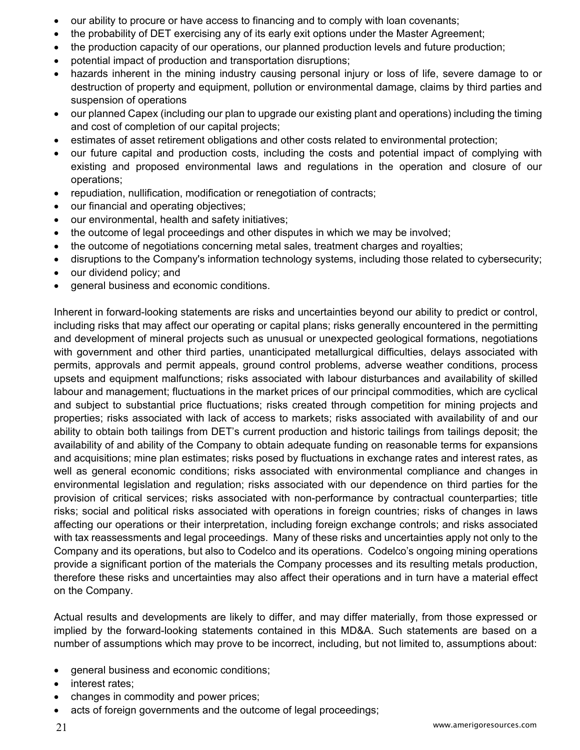- our ability to procure or have access to financing and to comply with loan covenants;
- the probability of DET exercising any of its early exit options under the Master Agreement;
- the production capacity of our operations, our planned production levels and future production;
- potential impact of production and transportation disruptions;
- hazards inherent in the mining industry causing personal injury or loss of life, severe damage to or destruction of property and equipment, pollution or environmental damage, claims by third parties and suspension of operations
- our planned Capex (including our plan to upgrade our existing plant and operations) including the timing and cost of completion of our capital projects;
- estimates of asset retirement obligations and other costs related to environmental protection;
- our future capital and production costs, including the costs and potential impact of complying with existing and proposed environmental laws and regulations in the operation and closure of our operations;
- repudiation, nullification, modification or renegotiation of contracts;
- our financial and operating objectives;
- our environmental, health and safety initiatives;
- the outcome of legal proceedings and other disputes in which we may be involved;
- the outcome of negotiations concerning metal sales, treatment charges and royalties;
- disruptions to the Company's information technology systems, including those related to cybersecurity;
- our dividend policy; and
- general business and economic conditions.

Inherent in forward-looking statements are risks and uncertainties beyond our ability to predict or control, including risks that may affect our operating or capital plans; risks generally encountered in the permitting and development of mineral projects such as unusual or unexpected geological formations, negotiations with government and other third parties, unanticipated metallurgical difficulties, delays associated with permits, approvals and permit appeals, ground control problems, adverse weather conditions, process upsets and equipment malfunctions; risks associated with labour disturbances and availability of skilled labour and management; fluctuations in the market prices of our principal commodities, which are cyclical and subject to substantial price fluctuations; risks created through competition for mining projects and properties; risks associated with lack of access to markets; risks associated with availability of and our ability to obtain both tailings from DET's current production and historic tailings from tailings deposit; the availability of and ability of the Company to obtain adequate funding on reasonable terms for expansions and acquisitions; mine plan estimates; risks posed by fluctuations in exchange rates and interest rates, as well as general economic conditions; risks associated with environmental compliance and changes in environmental legislation and regulation; risks associated with our dependence on third parties for the provision of critical services; risks associated with non-performance by contractual counterparties; title risks; social and political risks associated with operations in foreign countries; risks of changes in laws affecting our operations or their interpretation, including foreign exchange controls; and risks associated with tax reassessments and legal proceedings. Many of these risks and uncertainties apply not only to the Company and its operations, but also to Codelco and its operations. Codelco's ongoing mining operations provide a significant portion of the materials the Company processes and its resulting metals production, therefore these risks and uncertainties may also affect their operations and in turn have a material effect on the Company.

Actual results and developments are likely to differ, and may differ materially, from those expressed or implied by the forward-looking statements contained in this MD&A. Such statements are based on a number of assumptions which may prove to be incorrect, including, but not limited to, assumptions about:

- general business and economic conditions;
- interest rates;
- changes in commodity and power prices;
- acts of foreign governments and the outcome of legal proceedings;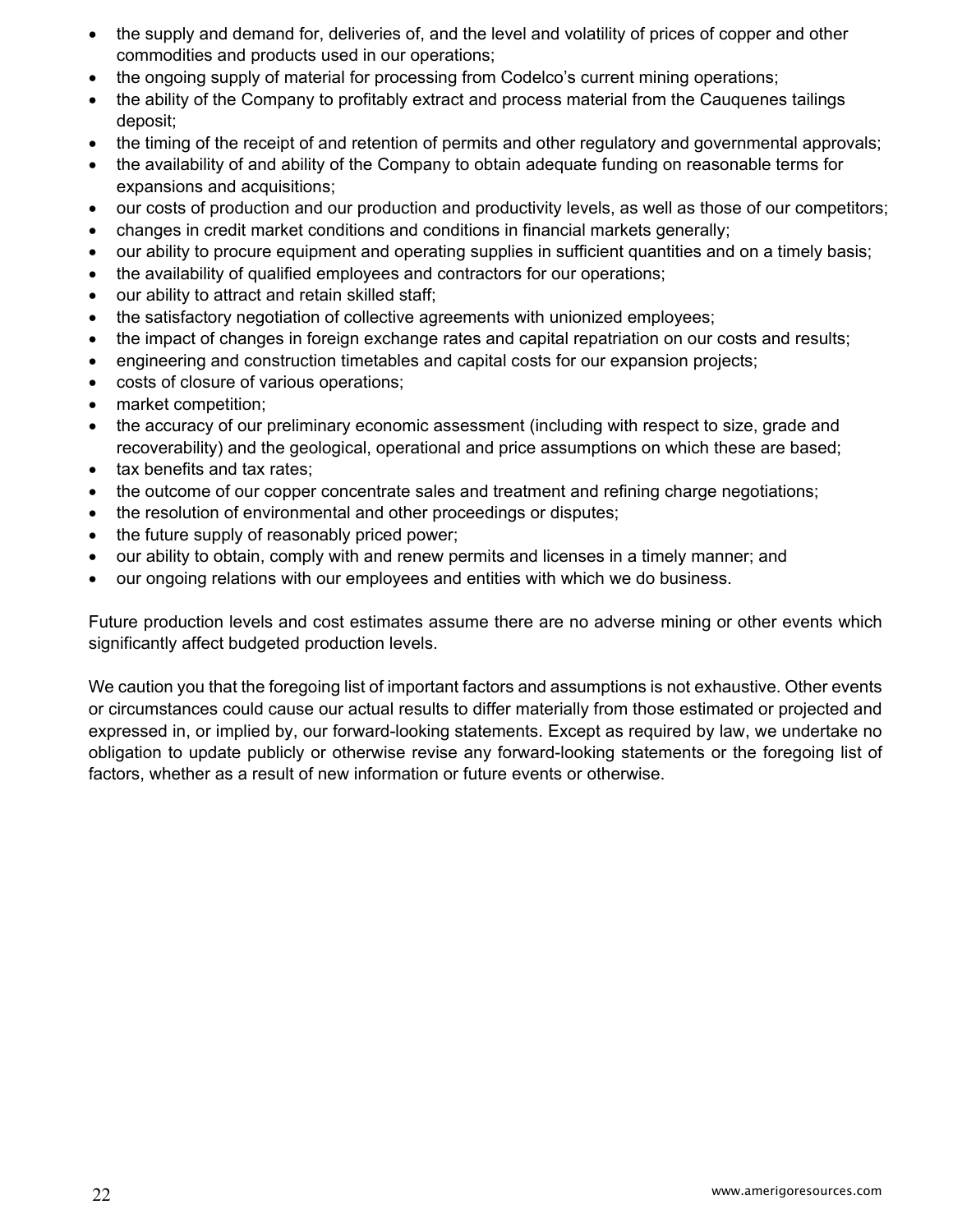- the supply and demand for, deliveries of, and the level and volatility of prices of copper and other commodities and products used in our operations;
- the ongoing supply of material for processing from Codelco's current mining operations;
- the ability of the Company to profitably extract and process material from the Cauquenes tailings deposit;
- the timing of the receipt of and retention of permits and other regulatory and governmental approvals;
- the availability of and ability of the Company to obtain adequate funding on reasonable terms for expansions and acquisitions;
- our costs of production and our production and productivity levels, as well as those of our competitors;
- changes in credit market conditions and conditions in financial markets generally;
- our ability to procure equipment and operating supplies in sufficient quantities and on a timely basis;
- the availability of qualified employees and contractors for our operations;
- our ability to attract and retain skilled staff;
- the satisfactory negotiation of collective agreements with unionized employees;
- the impact of changes in foreign exchange rates and capital repatriation on our costs and results;
- engineering and construction timetables and capital costs for our expansion projects;
- costs of closure of various operations;
- market competition;
- the accuracy of our preliminary economic assessment (including with respect to size, grade and recoverability) and the geological, operational and price assumptions on which these are based;
- tax benefits and tax rates;
- the outcome of our copper concentrate sales and treatment and refining charge negotiations;
- the resolution of environmental and other proceedings or disputes;
- the future supply of reasonably priced power;
- our ability to obtain, comply with and renew permits and licenses in a timely manner; and
- our ongoing relations with our employees and entities with which we do business.

Future production levels and cost estimates assume there are no adverse mining or other events which significantly affect budgeted production levels.

We caution you that the foregoing list of important factors and assumptions is not exhaustive. Other events or circumstances could cause our actual results to differ materially from those estimated or projected and expressed in, or implied by, our forward-looking statements. Except as required by law, we undertake no obligation to update publicly or otherwise revise any forward-looking statements or the foregoing list of factors, whether as a result of new information or future events or otherwise.